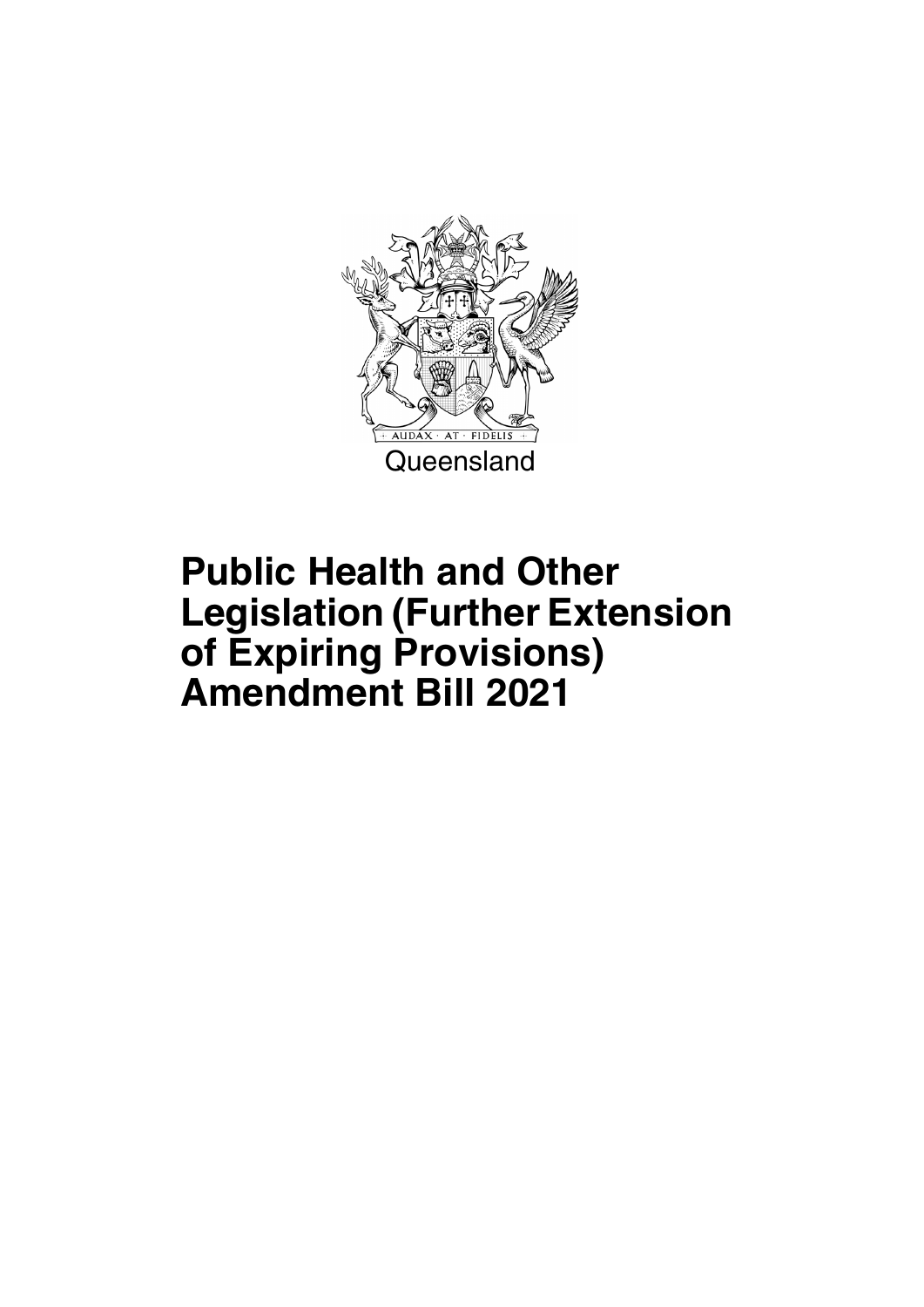AUDAX · AT · FIDELIS

Queensland

# Public Health and Other Legislation (Further Extension of Expiring Provisions) Amendment Bill 2021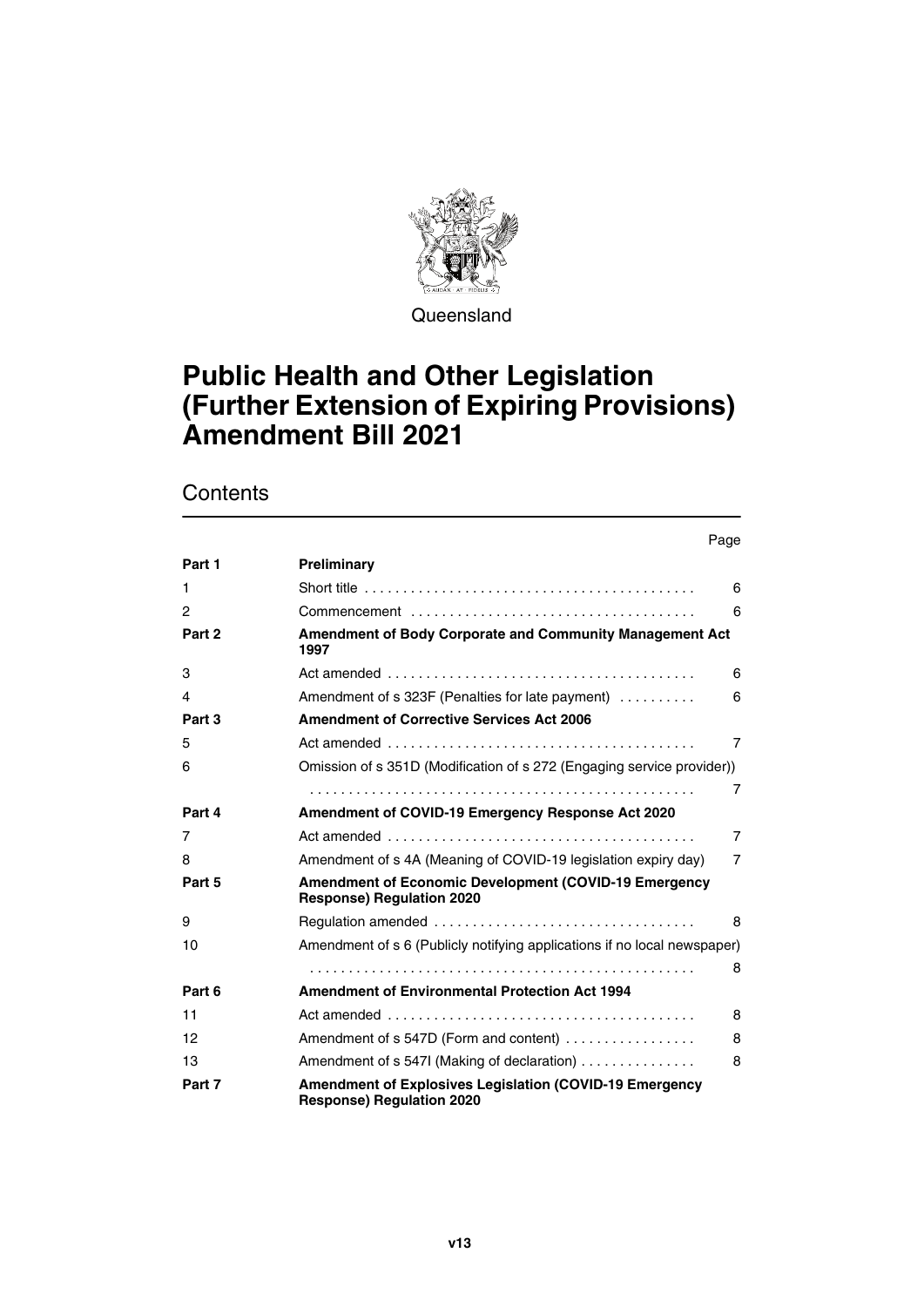Queensland

# Public Health and Other Legislation (Further Extension of Expiring Provisions) Amendment Bill 2021

## Contents

| | | Page |
|---|---|---|
| **Part 1** | **Preliminary** | |
| 1 | Short title | 6 |
| 2 | Commencement | 6 |
| **Part 2** | **Amendment of Body Corporate and Community Management Act 1997** | |
| 3 | Act amended | 6 |
| 4 | Amendment of s 323F (Penalties for late payment) | 6 |
| **Part 3** | **Amendment of Corrective Services Act 2006** | |
| 5 | Act amended | 7 |
| 6 | Omission of s 351D (Modification of s 272 (Engaging service provider)) | 7 |
| **Part 4** | **Amendment of COVID-19 Emergency Response Act 2020** | |
| 7 | Act amended | 7 |
| 8 | Amendment of s 4A (Meaning of COVID-19 legislation expiry day) | 7 |
| **Part 5** | **Amendment of Economic Development (COVID-19 Emergency Response) Regulation 2020** | |
| 9 | Regulation amended | 8 |
| 10 | Amendment of s 6 (Publicly notifying applications if no local newspaper) | 8 |
| **Part 6** | **Amendment of Environmental Protection Act 1994** | |
| 11 | Act amended | 8 |
| 12 | Amendment of s 547D (Form and content) | 8 |
| 13 | Amendment of s 547I (Making of declaration) | 8 |
| **Part 7** | **Amendment of Explosives Legislation (COVID-19 Emergency Response) Regulation 2020** | |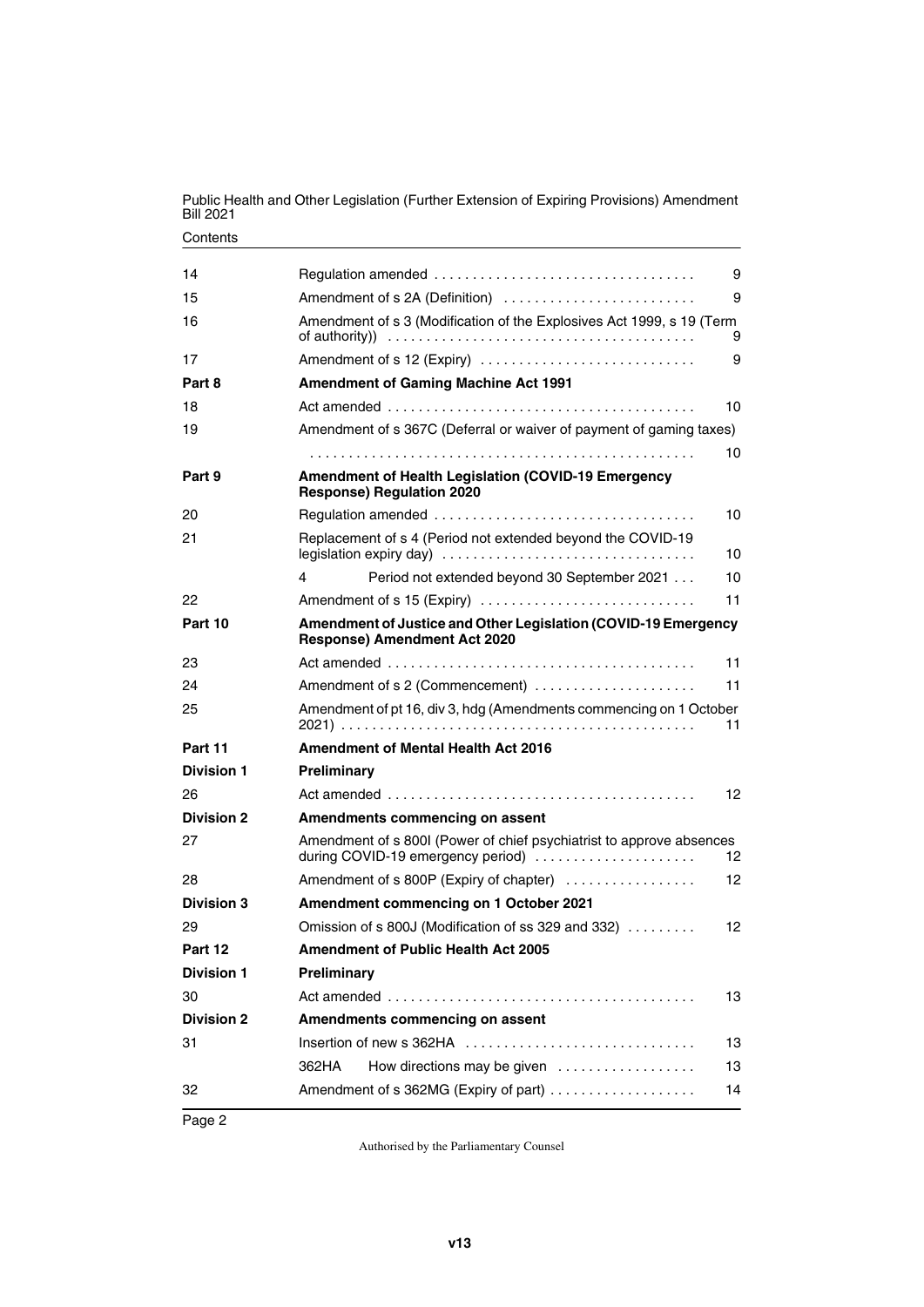| | | |
|---|---|---|
| 14 | Regulation amended | 9 |
| 15 | Amendment of s 2A (Definition) | 9 |
| 16 | Amendment of s 3 (Modification of the Explosives Act 1999, s 19 (Term of authority)) | 9 |
| 17 | Amendment of s 12 (Expiry) | 9 |
| **Part 8** | **Amendment of Gaming Machine Act 1991** | |
| 18 | Act amended | 10 |
| 19 | Amendment of s 367C (Deferral or waiver of payment of gaming taxes) | 10 |
| **Part 9** | **Amendment of Health Legislation (COVID-19 Emergency Response) Regulation 2020** | |
| 20 | Regulation amended | 10 |
| 21 | Replacement of s 4 (Period not extended beyond the COVID-19 legislation expiry day) | 10 |
| | 4 Period not extended beyond 30 September 2021 | 10 |
| 22 | Amendment of s 15 (Expiry) | 11 |
| **Part 10** | **Amendment of Justice and Other Legislation (COVID-19 Emergency Response) Amendment Act 2020** | |
| 23 | Act amended | 11 |
| 24 | Amendment of s 2 (Commencement) | 11 |
| 25 | Amendment of pt 16, div 3, hdg (Amendments commencing on 1 October 2021) | 11 |
| **Part 11** | **Amendment of Mental Health Act 2016** | |
| **Division 1** | **Preliminary** | |
| 26 | Act amended | 12 |
| **Division 2** | **Amendments commencing on assent** | |
| 27 | Amendment of s 800I (Power of chief psychiatrist to approve absences during COVID-19 emergency period) | 12 |
| 28 | Amendment of s 800P (Expiry of chapter) | 12 |
| **Division 3** | **Amendment commencing on 1 October 2021** | |
| 29 | Omission of s 800J (Modification of ss 329 and 332) | 12 |
| **Part 12** | **Amendment of Public Health Act 2005** | |
| **Division 1** | **Preliminary** | |
| 30 | Act amended | 13 |
| **Division 2** | **Amendments commencing on assent** | |
| 31 | Insertion of new s 362HA | 13 |
| | 362HA How directions may be given | 13 |
| 32 | Amendment of s 362MG (Expiry of part) | 14 |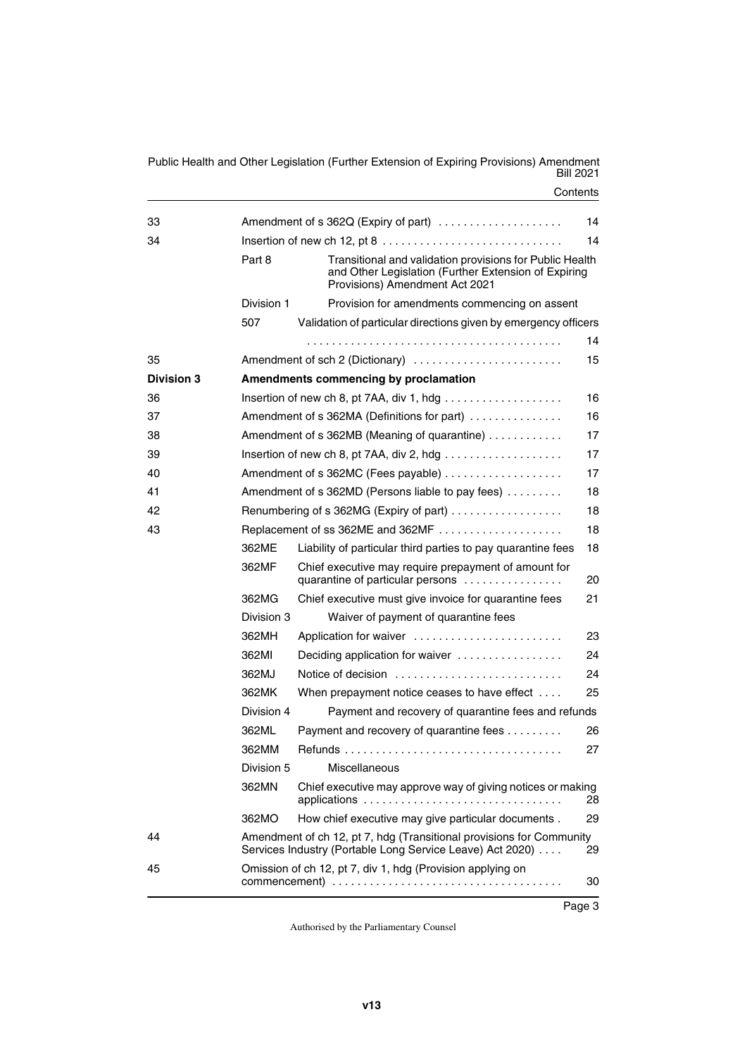| | | | |
|---|---|---|---|
| 33 | | Amendment of s 362Q (Expiry of part) | 14 |
| 34 | | Insertion of new ch 12, pt 8 | 14 |
| | Part 8 | Transitional and validation provisions for Public Health and Other Legislation (Further Extension of Expiring Provisions) Amendment Act 2021 | |
| | Division 1 | Provision for amendments commencing on assent | |
| | 507 | Validation of particular directions given by emergency officers | 14 |
| 35 | | Amendment of sch 2 (Dictionary) | 15 |
| **Division 3** | | **Amendments commencing by proclamation** | |
| 36 | | Insertion of new ch 8, pt 7AA, div 1, hdg | 16 |
| 37 | | Amendment of s 362MA (Definitions for part) | 16 |
| 38 | | Amendment of s 362MB (Meaning of quarantine) | 17 |
| 39 | | Insertion of new ch 8, pt 7AA, div 2, hdg | 17 |
| 40 | | Amendment of s 362MC (Fees payable) | 17 |
| 41 | | Amendment of s 362MD (Persons liable to pay fees) | 18 |
| 42 | | Renumbering of s 362MG (Expiry of part) | 18 |
| 43 | | Replacement of ss 362ME and 362MF | 18 |
| | 362ME | Liability of particular third parties to pay quarantine fees | 18 |
| | 362MF | Chief executive may require prepayment of amount for quarantine of particular persons | 20 |
| | 362MG | Chief executive must give invoice for quarantine fees | 21 |
| | Division 3 | Waiver of payment of quarantine fees | |
| | 362MH | Application for waiver | 23 |
| | 362MI | Deciding application for waiver | 24 |
| | 362MJ | Notice of decision | 24 |
| | 362MK | When prepayment notice ceases to have effect | 25 |
| | Division 4 | Payment and recovery of quarantine fees and refunds | |
| | 362ML | Payment and recovery of quarantine fees | 26 |
| | 362MM | Refunds | 27 |
| | Division 5 | Miscellaneous | |
| | 362MN | Chief executive may approve way of giving notices or making applications | 28 |
| | 362MO | How chief executive may give particular documents | 29 |
| 44 | | Amendment of ch 12, pt 7, hdg (Transitional provisions for Community Services Industry (Portable Long Service Leave) Act 2020) | 29 |
| 45 | | Omission of ch 12, pt 7, div 1, hdg (Provision applying on commencement) | 30 |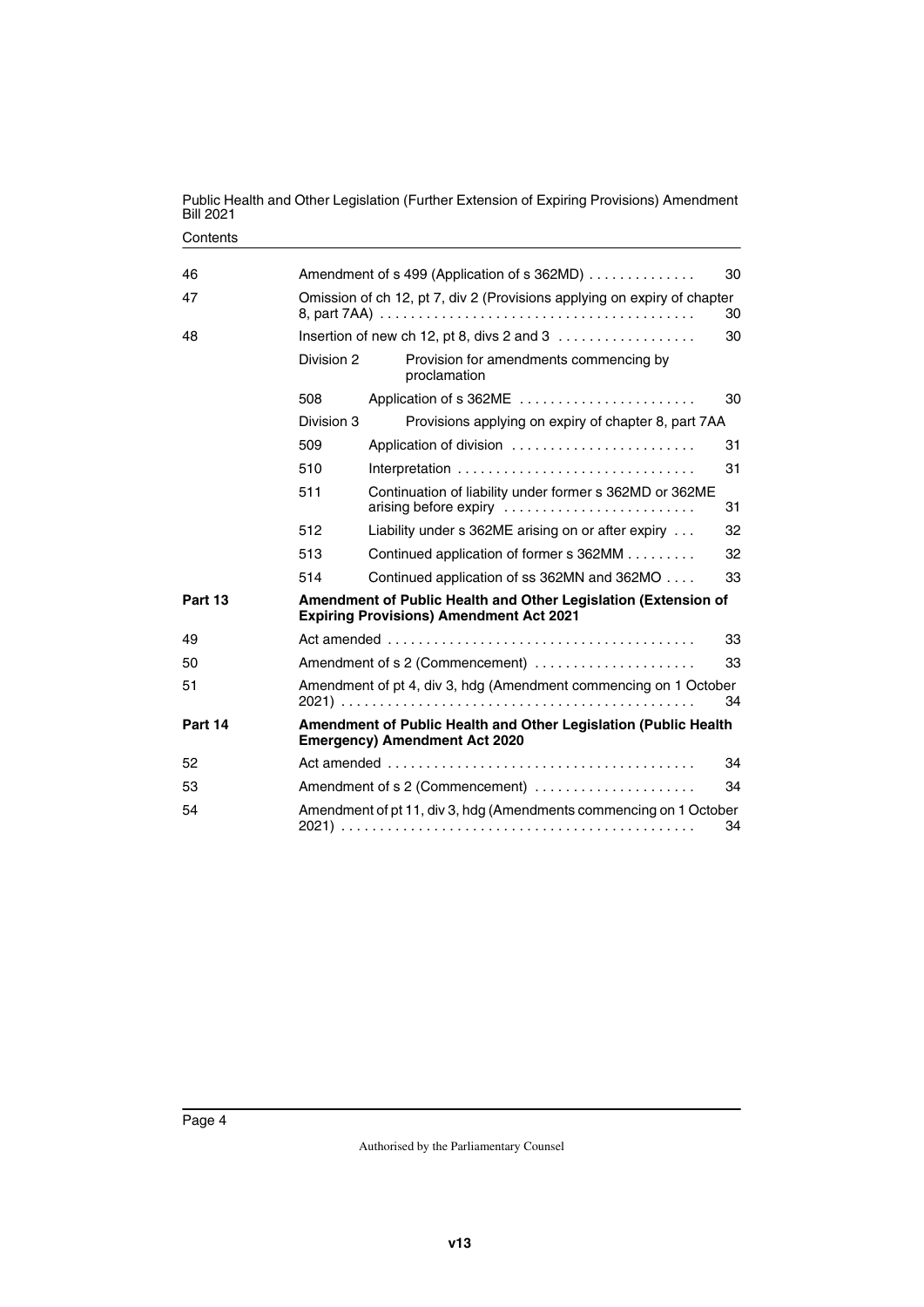| | | | |
|---|---|---|---|
| 46 | Amendment of s 499 (Application of s 362MD) | | 30 |
| 47 | Omission of ch 12, pt 7, div 2 (Provisions applying on expiry of chapter 8, part 7AA) | | 30 |
| 48 | Insertion of new ch 12, pt 8, divs 2 and 3 | | 30 |
| | Division 2 | Provision for amendments commencing by proclamation | |
| | 508 | Application of s 362ME | 30 |
| | Division 3 | Provisions applying on expiry of chapter 8, part 7AA | |
| | 509 | Application of division | 31 |
| | 510 | Interpretation | 31 |
| | 511 | Continuation of liability under former s 362MD or 362ME arising before expiry | 31 |
| | 512 | Liability under s 362ME arising on or after expiry | 32 |
| | 513 | Continued application of former s 362MM | 32 |
| | 514 | Continued application of ss 362MN and 362MO | 33 |
| **Part 13** | **Amendment of Public Health and Other Legislation (Extension of Expiring Provisions) Amendment Act 2021** | | |
| 49 | Act amended | | 33 |
| 50 | Amendment of s 2 (Commencement) | | 33 |
| 51 | Amendment of pt 4, div 3, hdg (Amendment commencing on 1 October 2021) | | 34 |
| **Part 14** | **Amendment of Public Health and Other Legislation (Public Health Emergency) Amendment Act 2020** | | |
| 52 | Act amended | | 34 |
| 53 | Amendment of s 2 (Commencement) | | 34 |
| 54 | Amendment of pt 11, div 3, hdg (Amendments commencing on 1 October 2021) | | 34 |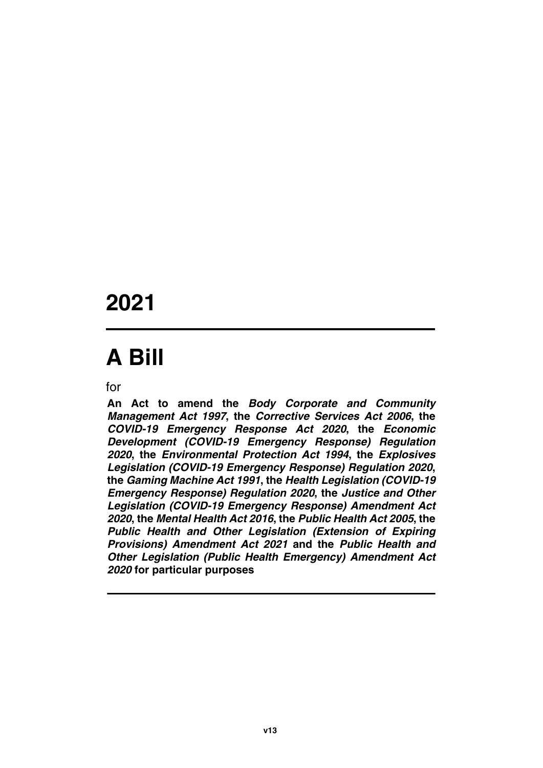# 2021

# A Bill

for

**An Act to amend the *Body Corporate and Community Management Act 1997*, the *Corrective Services Act 2006*, the *COVID-19 Emergency Response Act 2020*, the *Economic Development (COVID-19 Emergency Response) Regulation 2020*, the *Environmental Protection Act 1994*, the *Explosives Legislation (COVID-19 Emergency Response) Regulation 2020*, the *Gaming Machine Act 1991*, the *Health Legislation (COVID-19 Emergency Response) Regulation 2020*, the *Justice and Other Legislation (COVID-19 Emergency Response) Amendment Act 2020*, the *Mental Health Act 2016*, the *Public Health Act 2005*, the *Public Health and Other Legislation (Extension of Expiring Provisions) Amendment Act 2021* and the *Public Health and Other Legislation (Public Health Emergency) Amendment Act 2020* for particular purposes**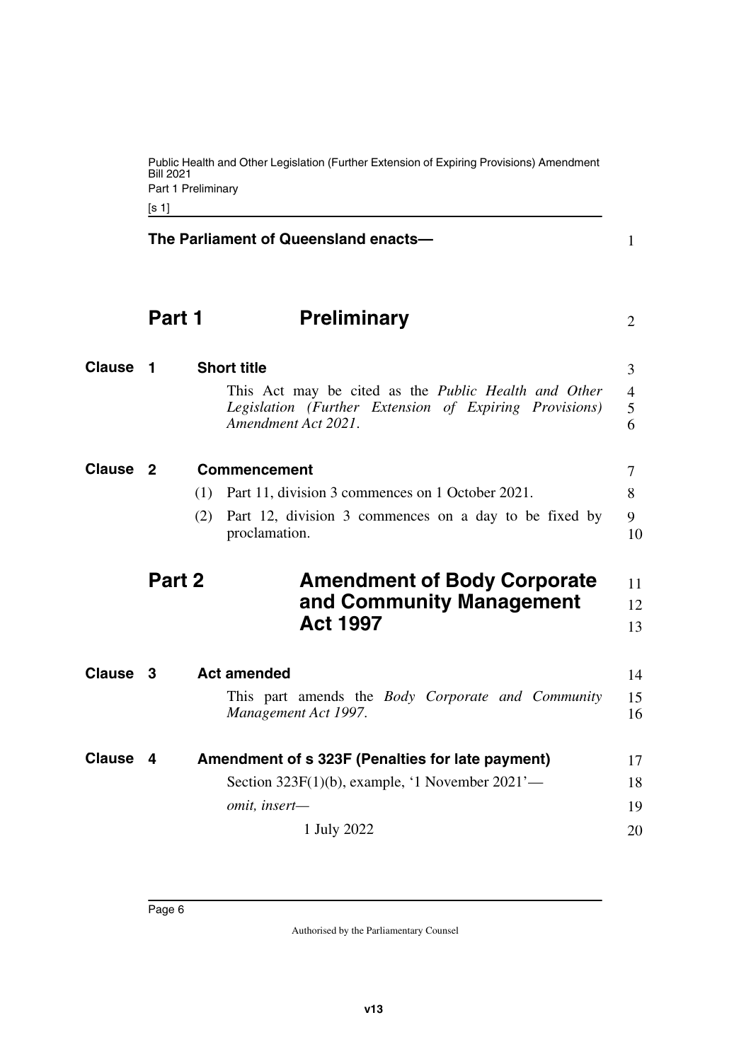The Parliament of Queensland enacts—

# Part 1 Preliminary

## Clause 1 Short title

This Act may be cited as the *Public Health and Other Legislation (Further Extension of Expiring Provisions) Amendment Act 2021*.

## Clause 2 Commencement

(1) Part 11, division 3 commences on 1 October 2021.

(2) Part 12, division 3 commences on a day to be fixed by proclamation.

# Part 2 Amendment of Body Corporate and Community Management Act 1997

## Clause 3 Act amended

This part amends the *Body Corporate and Community Management Act 1997*.

## Clause 4 Amendment of s 323F (Penalties for late payment)

Section 323F(1)(b), example, '1 November 2021'—

*omit, insert—*

1 July 2022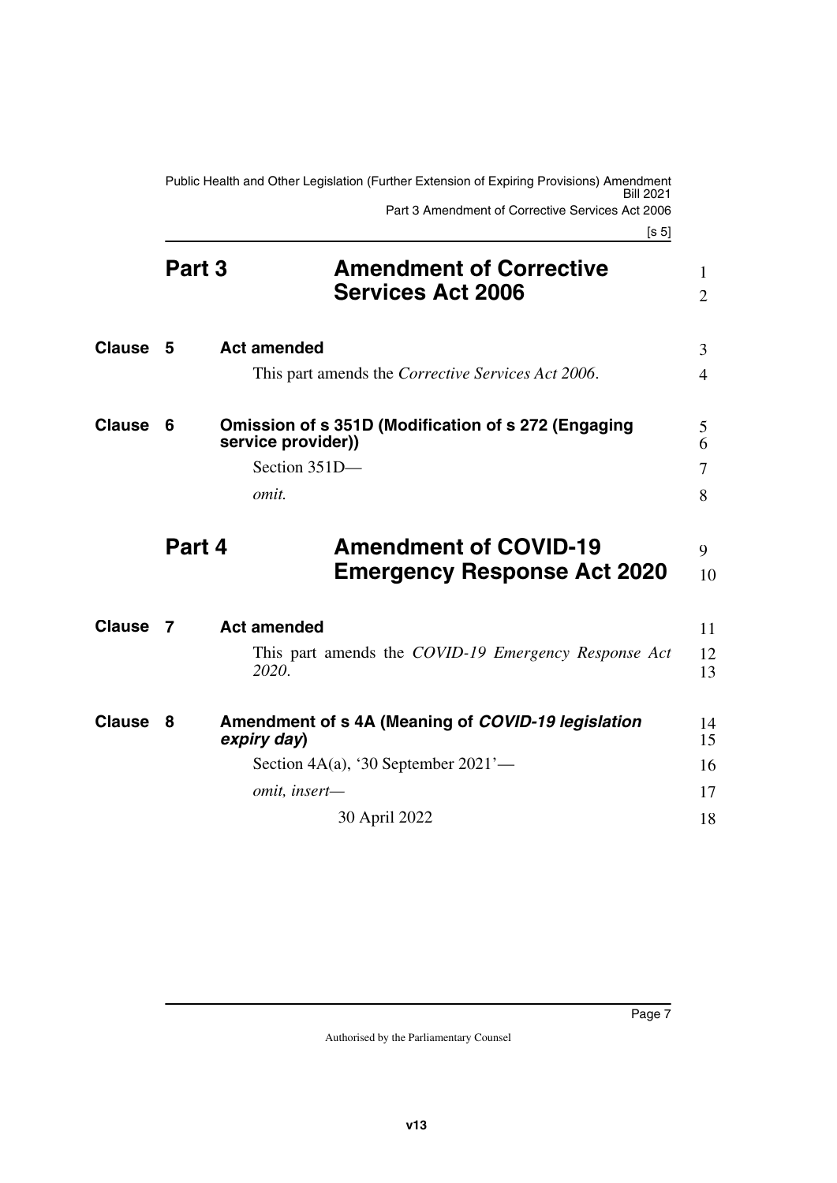## Part 3 Amendment of Corrective Services Act 2006

### Clause 5 Act amended

This part amends the *Corrective Services Act 2006*.

### Clause 6 Omission of s 351D (Modification of s 272 (Engaging service provider))

Section 351D—

*omit.*

## Part 4 Amendment of COVID-19 Emergency Response Act 2020

### Clause 7 Act amended

This part amends the *COVID-19 Emergency Response Act 2020*.

### Clause 8 Amendment of s 4A (Meaning of *COVID-19 legislation expiry day*)

Section 4A(a), '30 September 2021'—

*omit, insert—*

30 April 2022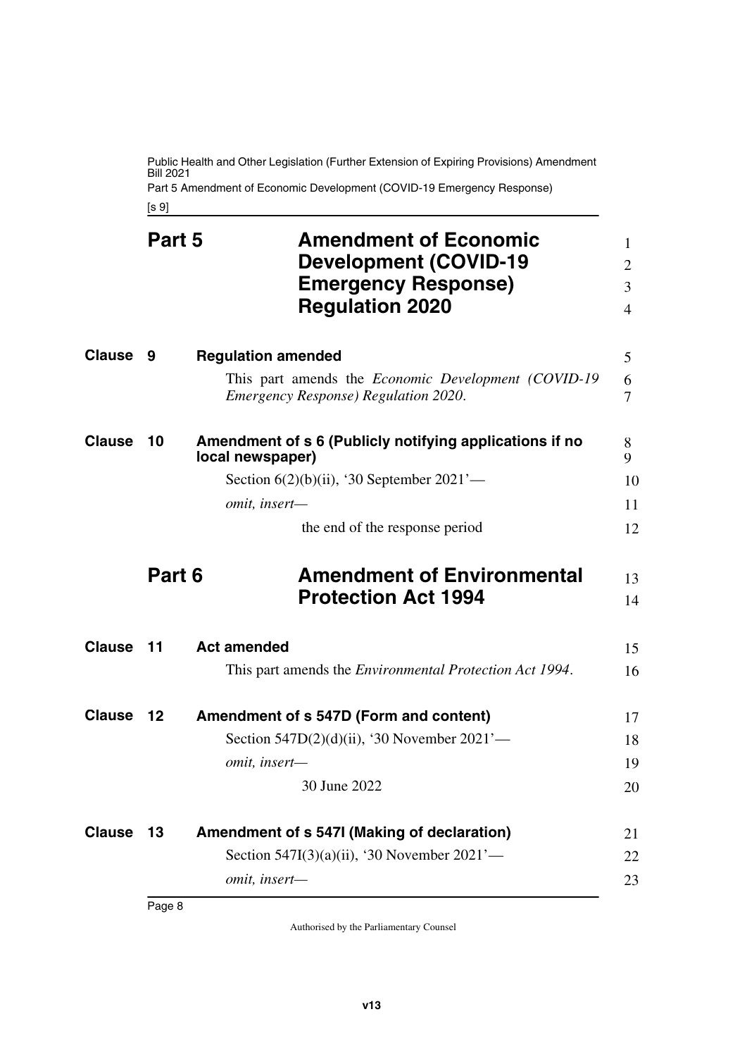# Part 5 Amendment of Economic Development (COVID-19 Emergency Response) Regulation 2020

## Clause 9 Regulation amended

This part amends the *Economic Development (COVID-19 Emergency Response) Regulation 2020*.

## Clause 10 Amendment of s 6 (Publicly notifying applications if no local newspaper)

Section 6(2)(b)(ii), '30 September 2021'—

*omit, insert—*

the end of the response period

# Part 6 Amendment of Environmental Protection Act 1994

## Clause 11 Act amended

This part amends the *Environmental Protection Act 1994*.

## Clause 12 Amendment of s 547D (Form and content)

Section 547D(2)(d)(ii), '30 November 2021'—

*omit, insert—*

30 June 2022

## Clause 13 Amendment of s 547I (Making of declaration)

Section 547I(3)(a)(ii), '30 November 2021'—

*omit, insert—*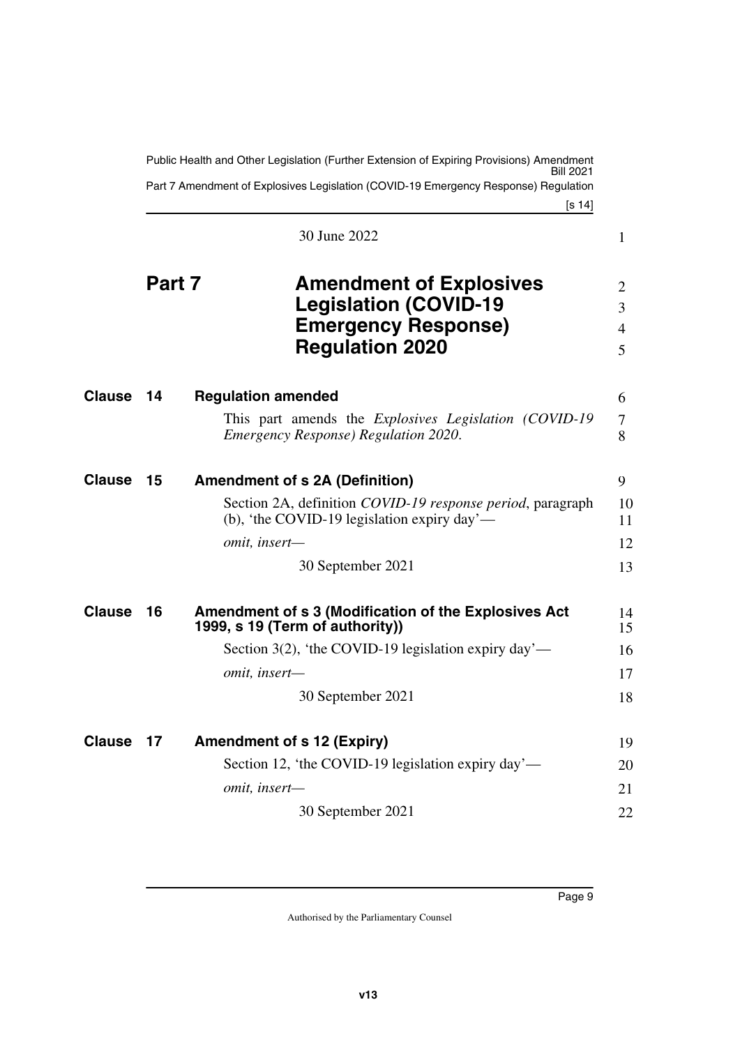30 June 2022

## Part 7 Amendment of Explosives Legislation (COVID-19 Emergency Response) Regulation 2020

### Clause 14 Regulation amended

This part amends the *Explosives Legislation (COVID-19 Emergency Response) Regulation 2020*.

### Clause 15 Amendment of s 2A (Definition)

Section 2A, definition *COVID-19 response period*, paragraph (b), 'the COVID-19 legislation expiry day'—

*omit, insert—*

30 September 2021

### Clause 16 Amendment of s 3 (Modification of the Explosives Act 1999, s 19 (Term of authority))

Section 3(2), 'the COVID-19 legislation expiry day'—

*omit, insert—*

30 September 2021

### Clause 17 Amendment of s 12 (Expiry)

Section 12, 'the COVID-19 legislation expiry day'—

*omit, insert—*

30 September 2021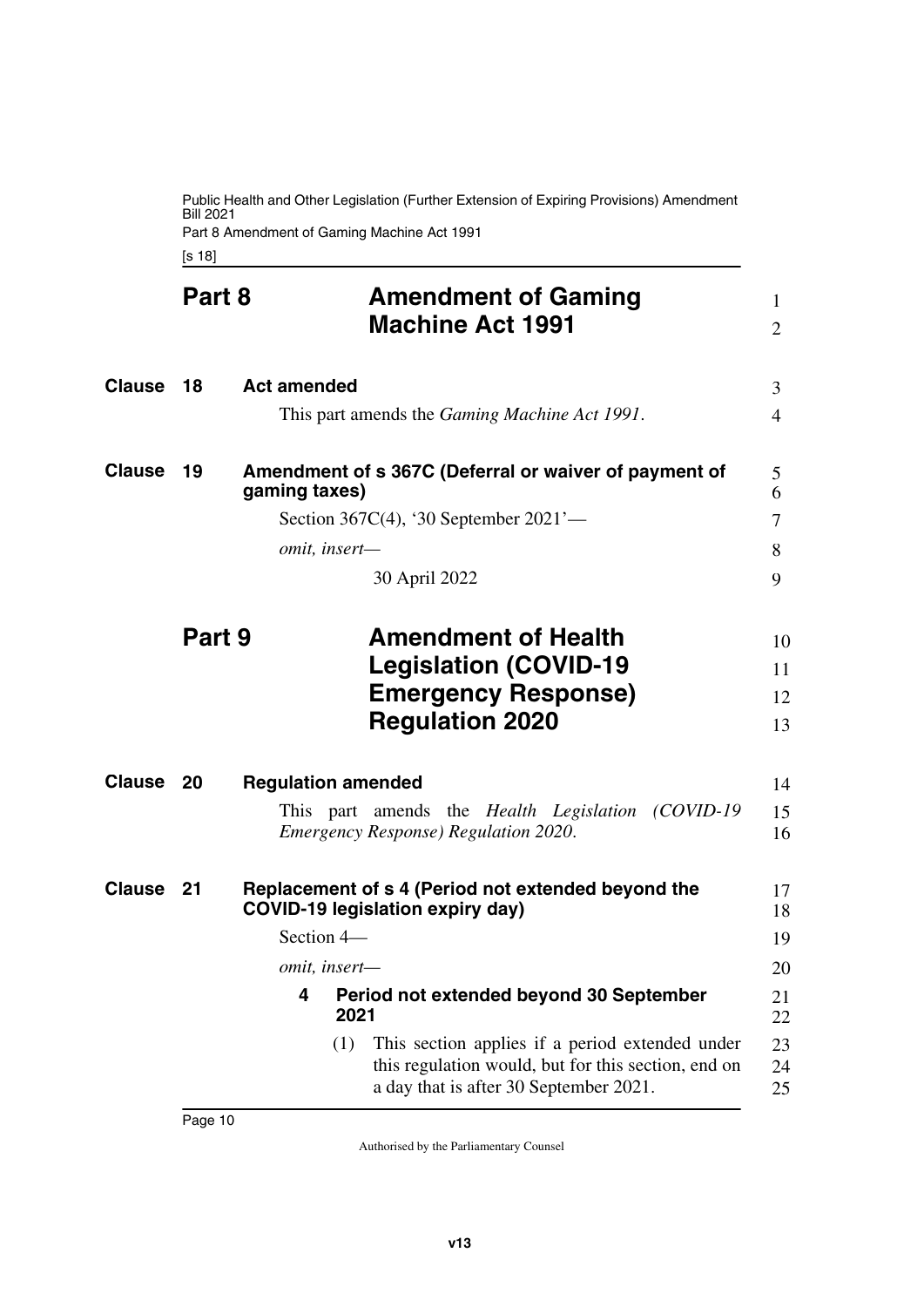## Part 8 Amendment of Gaming Machine Act 1991

### Clause 18 Act amended

This part amends the *Gaming Machine Act 1991*.

### Clause 19 Amendment of s 367C (Deferral or waiver of payment of gaming taxes)

Section 367C(4), '30 September 2021'—

*omit, insert—*

30 April 2022

## Part 9 Amendment of Health Legislation (COVID-19 Emergency Response) Regulation 2020

### Clause 20 Regulation amended

This part amends the *Health Legislation (COVID-19 Emergency Response) Regulation 2020*.

### Clause 21 Replacement of s 4 (Period not extended beyond the COVID-19 legislation expiry day)

Section 4—

*omit, insert—*

**4 Period not extended beyond 30 September 2021**

(1) This section applies if a period extended under this regulation would, but for this section, end on a day that is after 30 September 2021.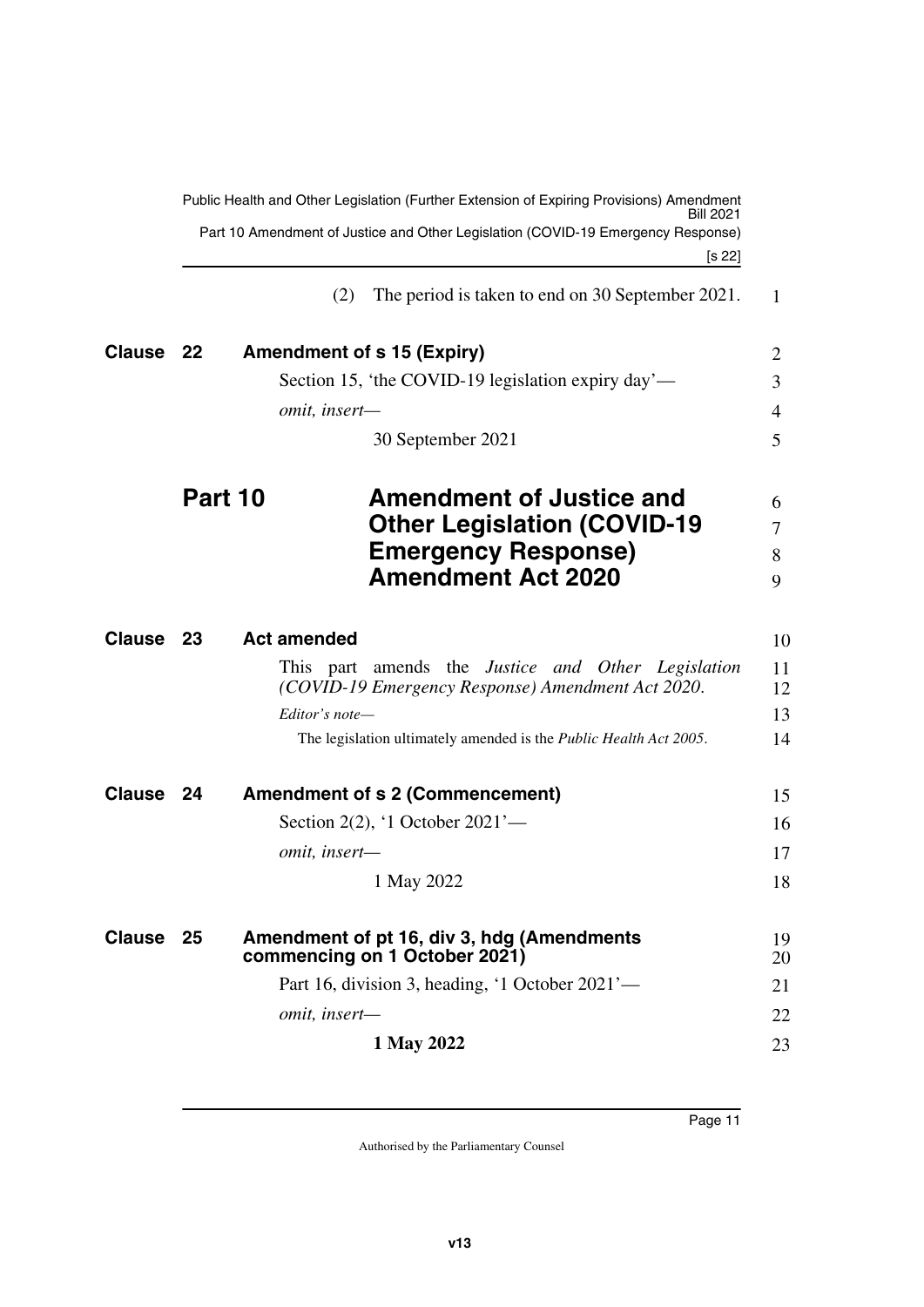(2) The period is taken to end on 30 September 2021.

### Clause 22 Amendment of s 15 (Expiry)

Section 15, 'the COVID-19 legislation expiry day'—

*omit, insert—*

30 September 2021

## Part 10 Amendment of Justice and Other Legislation (COVID-19 Emergency Response) Amendment Act 2020

### Clause 23 Act amended

This part amends the *Justice and Other Legislation (COVID-19 Emergency Response) Amendment Act 2020*.

*Editor's note—*

The legislation ultimately amended is the *Public Health Act 2005*.

### Clause 24 Amendment of s 2 (Commencement)

Section 2(2), '1 October 2021'—

*omit, insert—*

1 May 2022

### Clause 25 Amendment of pt 16, div 3, hdg (Amendments commencing on 1 October 2021)

Part 16, division 3, heading, '1 October 2021'—

*omit, insert—*

**1 May 2022**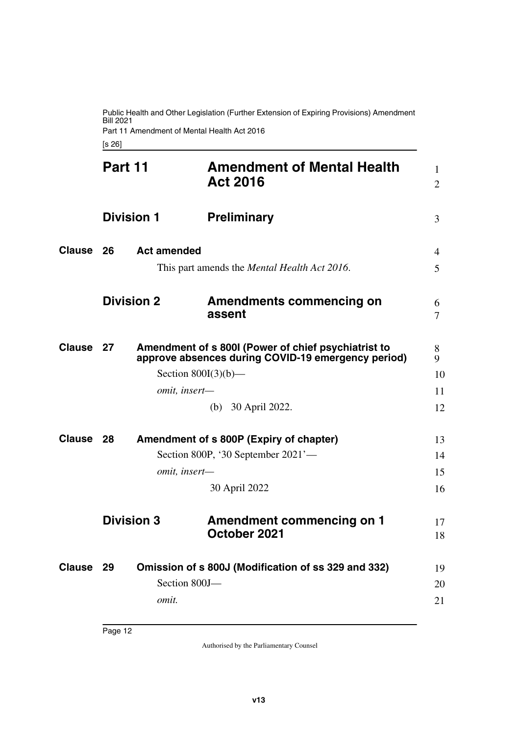# Part 11 Amendment of Mental Health Act 2016

## Division 1 Preliminary

### Clause 26 Act amended

This part amends the *Mental Health Act 2016*.

## Division 2 Amendments commencing on assent

### Clause 27 Amendment of s 800I (Power of chief psychiatrist to approve absences during COVID-19 emergency period)

Section 800I(3)(b)—

*omit, insert—*

(b) 30 April 2022.

### Clause 28 Amendment of s 800P (Expiry of chapter)

Section 800P, '30 September 2021'—

*omit, insert—*

30 April 2022

## Division 3 Amendment commencing on 1 October 2021

### Clause 29 Omission of s 800J (Modification of ss 329 and 332)

Section 800J—

*omit.*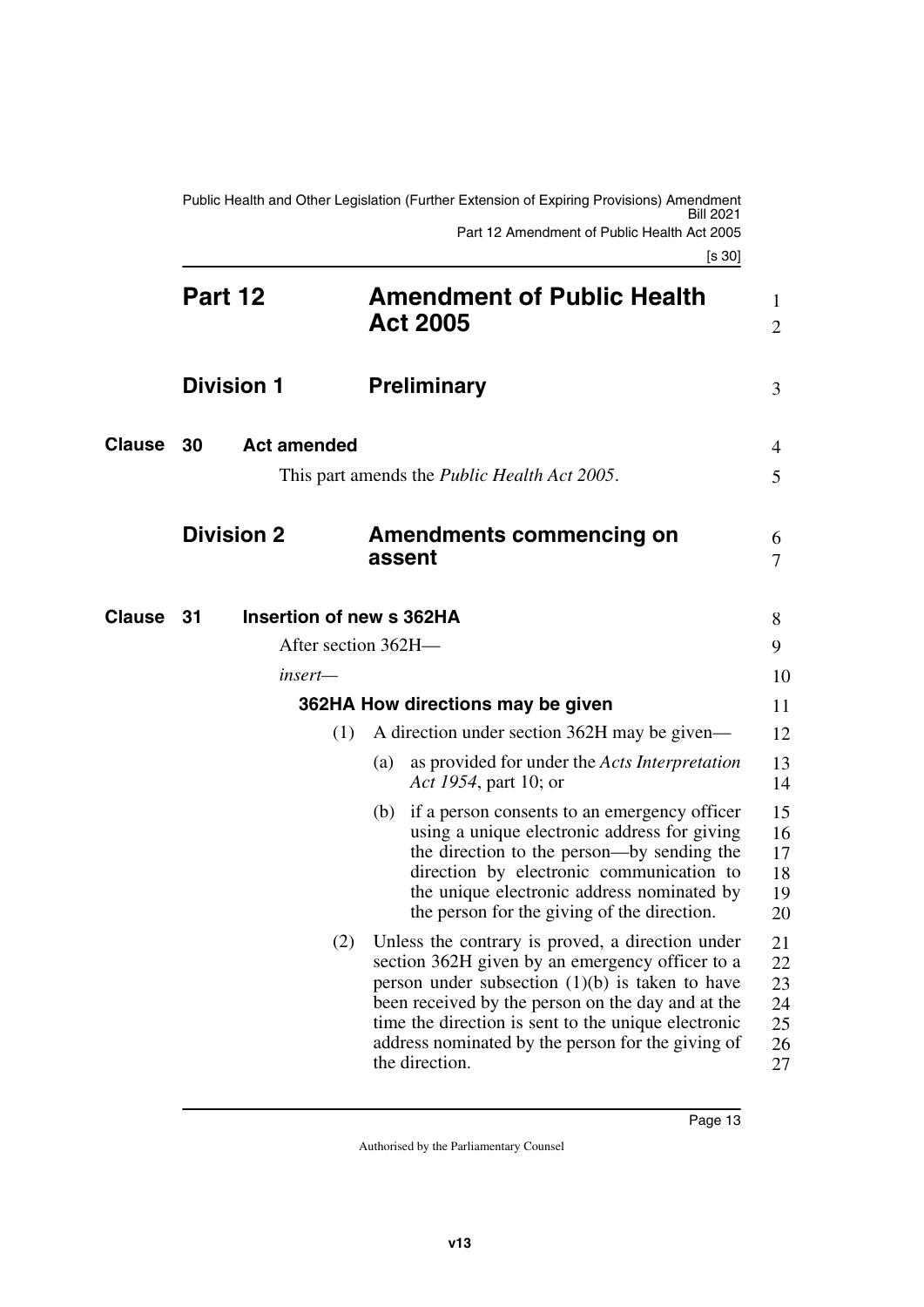# Part 12 Amendment of Public Health Act 2005

## Division 1 Preliminary

### Clause 30 Act amended

This part amends the *Public Health Act 2005*.

## Division 2 Amendments commencing on assent

### Clause 31 Insertion of new s 362HA

After section 362H—

*insert—*

**362HA How directions may be given**

(1) A direction under section 362H may be given—

(a) as provided for under the *Acts Interpretation Act 1954*, part 10; or

(b) if a person consents to an emergency officer using a unique electronic address for giving the direction to the person—by sending the direction by electronic communication to the unique electronic address nominated by the person for the giving of the direction.

(2) Unless the contrary is proved, a direction under section 362H given by an emergency officer to a person under subsection (1)(b) is taken to have been received by the person on the day and at the time the direction is sent to the unique electronic address nominated by the person for the giving of the direction.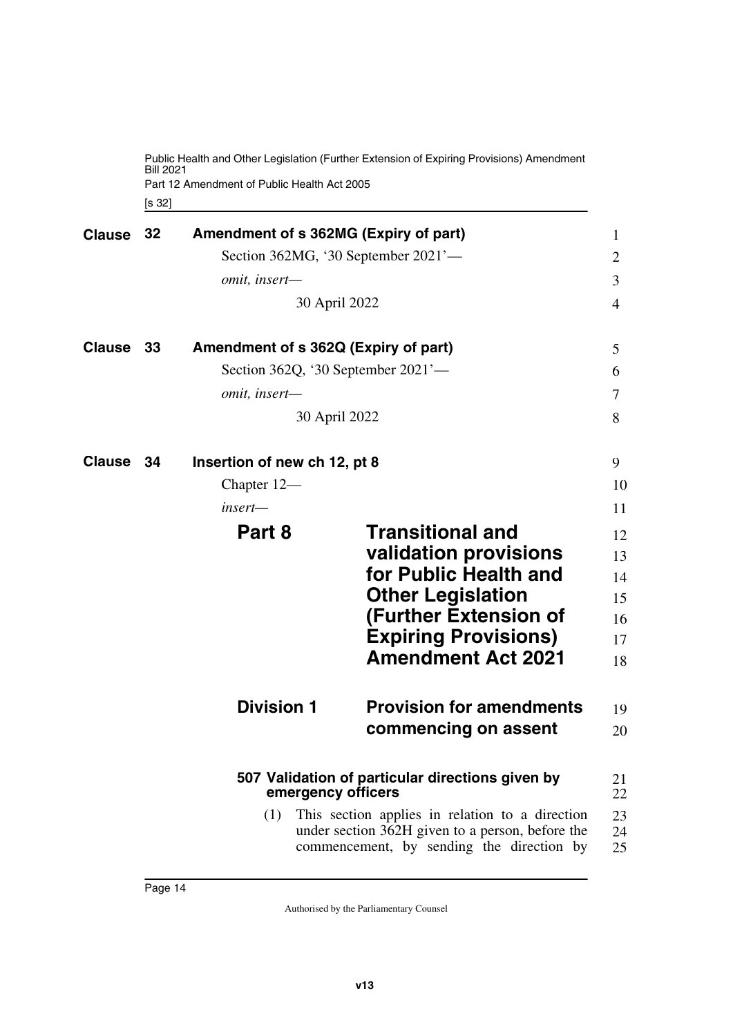## Clause 32 Amendment of s 362MG (Expiry of part)

Section 362MG, '30 September 2021'—

*omit, insert—*

30 April 2022

## Clause 33 Amendment of s 362Q (Expiry of part)

Section 362Q, '30 September 2021'—

*omit, insert—*

30 April 2022

## Clause 34 Insertion of new ch 12, pt 8

Chapter 12—

*insert—*

# Part 8 Transitional and validation provisions for Public Health and Other Legislation (Further Extension of Expiring Provisions) Amendment Act 2021

## Division 1 Provision for amendments commencing on assent

### 507 Validation of particular directions given by emergency officers

(1) This section applies in relation to a direction under section 362H given to a person, before the commencement, by sending the direction by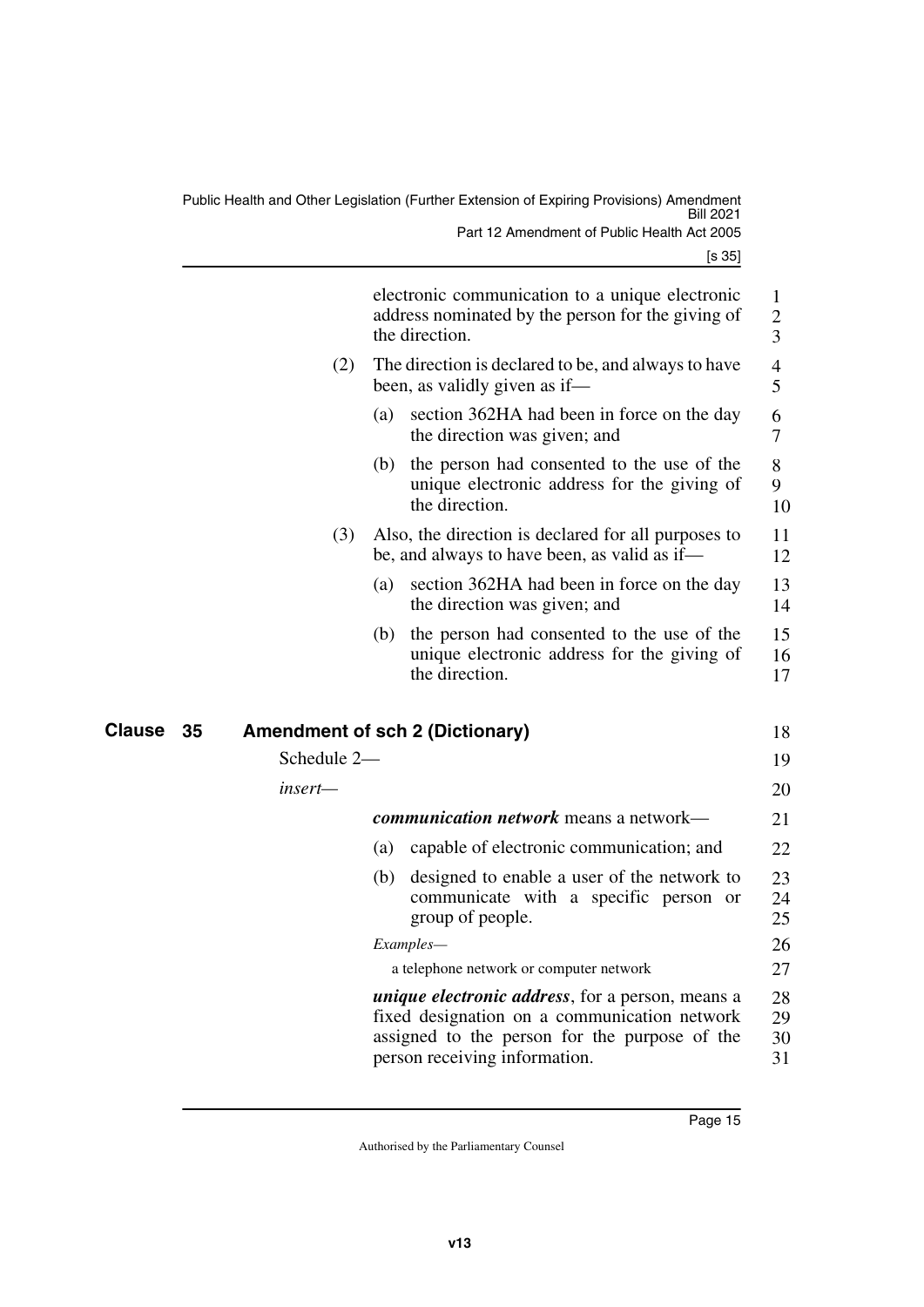electronic communication to a unique electronic address nominated by the person for the giving of the direction.

(2) The direction is declared to be, and always to have been, as validly given as if—

(a) section 362HA had been in force on the day the direction was given; and

(b) the person had consented to the use of the unique electronic address for the giving of the direction.

(3) Also, the direction is declared for all purposes to be, and always to have been, as valid as if—

(a) section 362HA had been in force on the day the direction was given; and

(b) the person had consented to the use of the unique electronic address for the giving of the direction.

## Clause 35 Amendment of sch 2 (Dictionary)

Schedule 2—

*insert—*

***communication network*** means a network—

(a) capable of electronic communication; and

(b) designed to enable a user of the network to communicate with a specific person or group of people.

*Examples—*

a telephone network or computer network

***unique electronic address***, for a person, means a fixed designation on a communication network assigned to the person for the purpose of the person receiving information.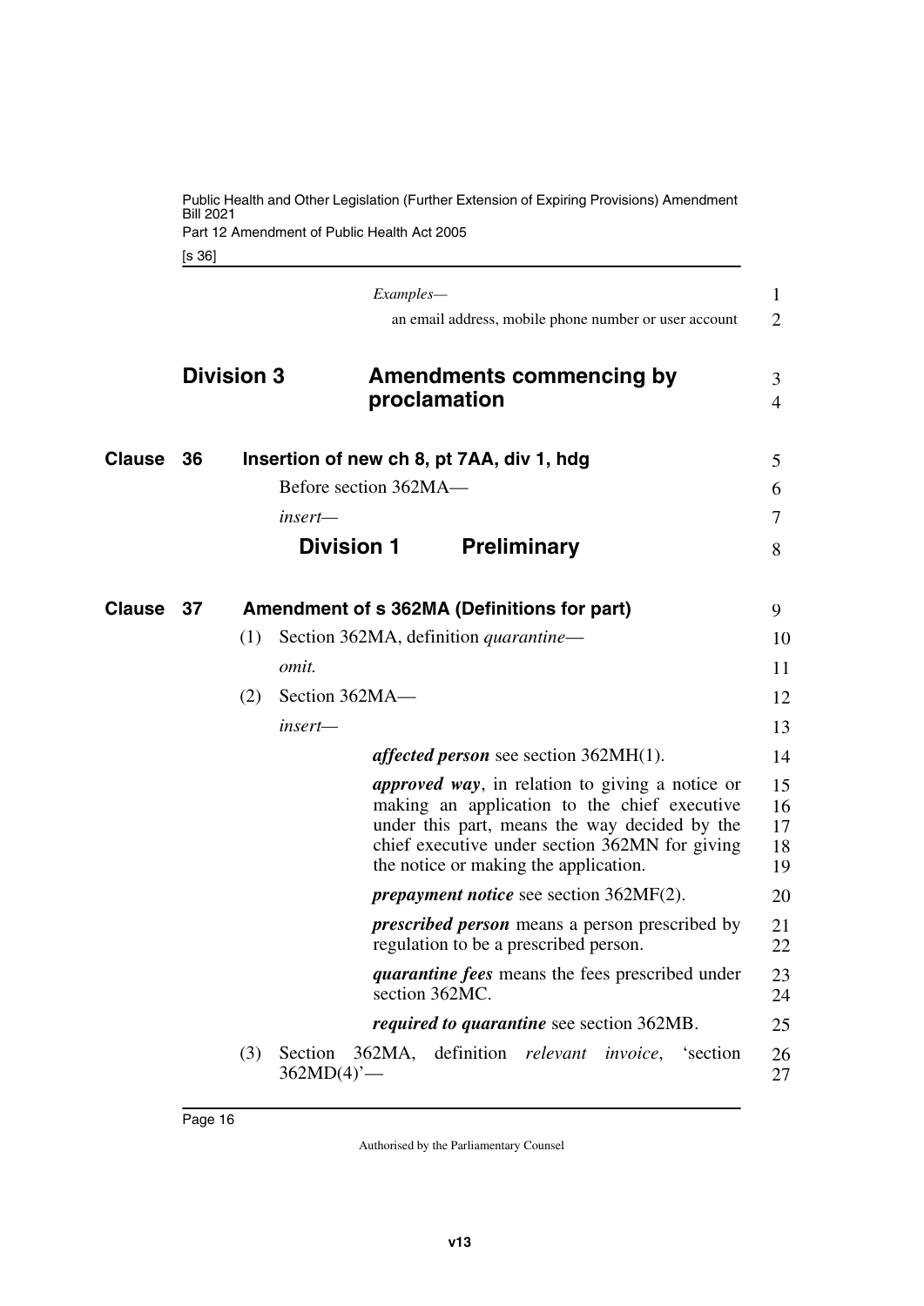*Examples—*

an email address, mobile phone number or user account

## Division 3 Amendments commencing by proclamation

### Clause 36 Insertion of new ch 8, pt 7AA, div 1, hdg

Before section 362MA—

*insert—*

**Division 1 Preliminary**

### Clause 37 Amendment of s 362MA (Definitions for part)

(1) Section 362MA, definition *quarantine*—

*omit.*

(2) Section 362MA—

*insert—*

***affected person*** see section 362MH(1).

***approved way***, in relation to giving a notice or making an application to the chief executive under this part, means the way decided by the chief executive under section 362MN for giving the notice or making the application.

***prepayment notice*** see section 362MF(2).

***prescribed person*** means a person prescribed by regulation to be a prescribed person.

***quarantine fees*** means the fees prescribed under section 362MC.

***required to quarantine*** see section 362MB.

(3) Section 362MA, definition *relevant invoice*, 'section 362MD(4)'—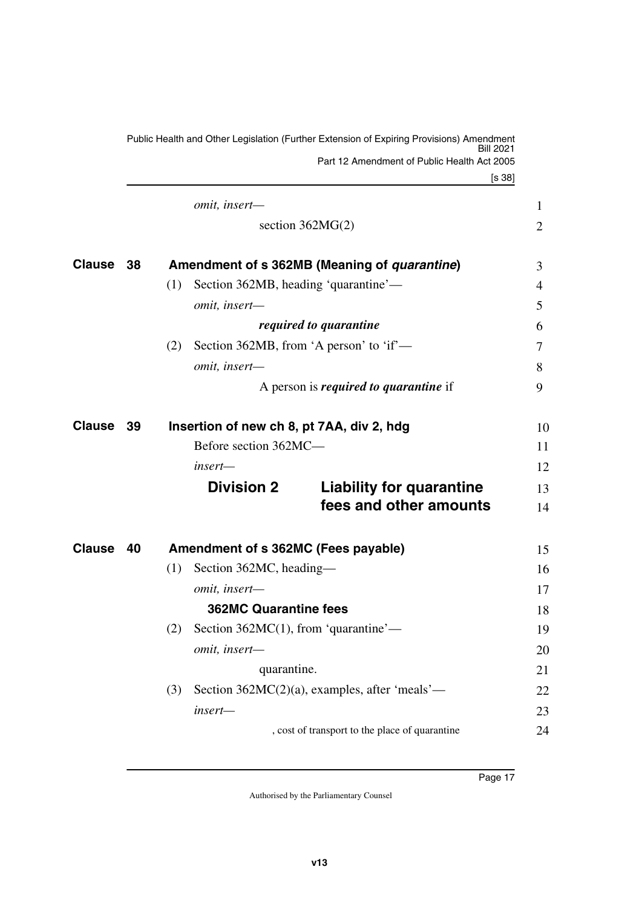*omit, insert—*

section 362MG(2)

**Clause 38 Amendment of s 362MB (Meaning of *quarantine*)**

(1) Section 362MB, heading 'quarantine'—

*omit, insert—*

***required to quarantine***

(2) Section 362MB, from 'A person' to 'if'—

*omit, insert—*

A person is ***required to quarantine*** if

**Clause 39 Insertion of new ch 8, pt 7AA, div 2, hdg**

Before section 362MC—

*insert—*

## Division 2 Liability for quarantine fees and other amounts

**Clause 40 Amendment of s 362MC (Fees payable)**

(1) Section 362MC, heading—

*omit, insert—*

**362MC Quarantine fees**

(2) Section 362MC(1), from 'quarantine'—

*omit, insert—*

quarantine.

(3) Section 362MC(2)(a), examples, after 'meals'—

*insert—*

, cost of transport to the place of quarantine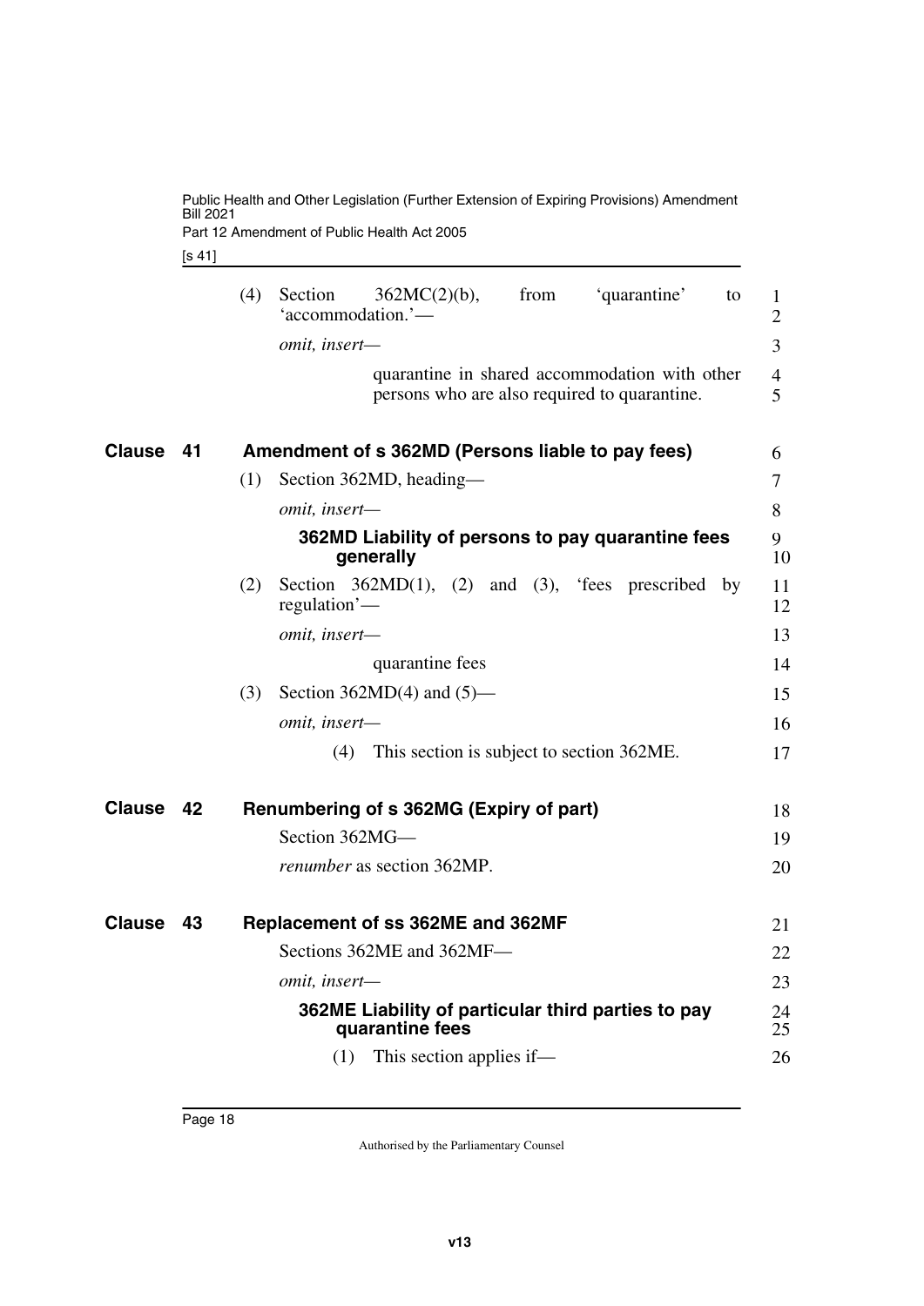(4) Section 362MC(2)(b), from 'quarantine' to 'accommodation.'—

*omit, insert—*

quarantine in shared accommodation with other persons who are also required to quarantine.

## Clause 41 Amendment of s 362MD (Persons liable to pay fees)

(1) Section 362MD, heading—

*omit, insert—*

**362MD Liability of persons to pay quarantine fees generally**

(2) Section 362MD(1), (2) and (3), 'fees prescribed by regulation'—

*omit, insert—*

quarantine fees

(3) Section 362MD(4) and (5)—

*omit, insert—*

(4) This section is subject to section 362ME.

## Clause 42 Renumbering of s 362MG (Expiry of part)

Section 362MG—

*renumber* as section 362MP.

## Clause 43 Replacement of ss 362ME and 362MF

Sections 362ME and 362MF—

*omit, insert—*

**362ME Liability of particular third parties to pay quarantine fees**

(1) This section applies if—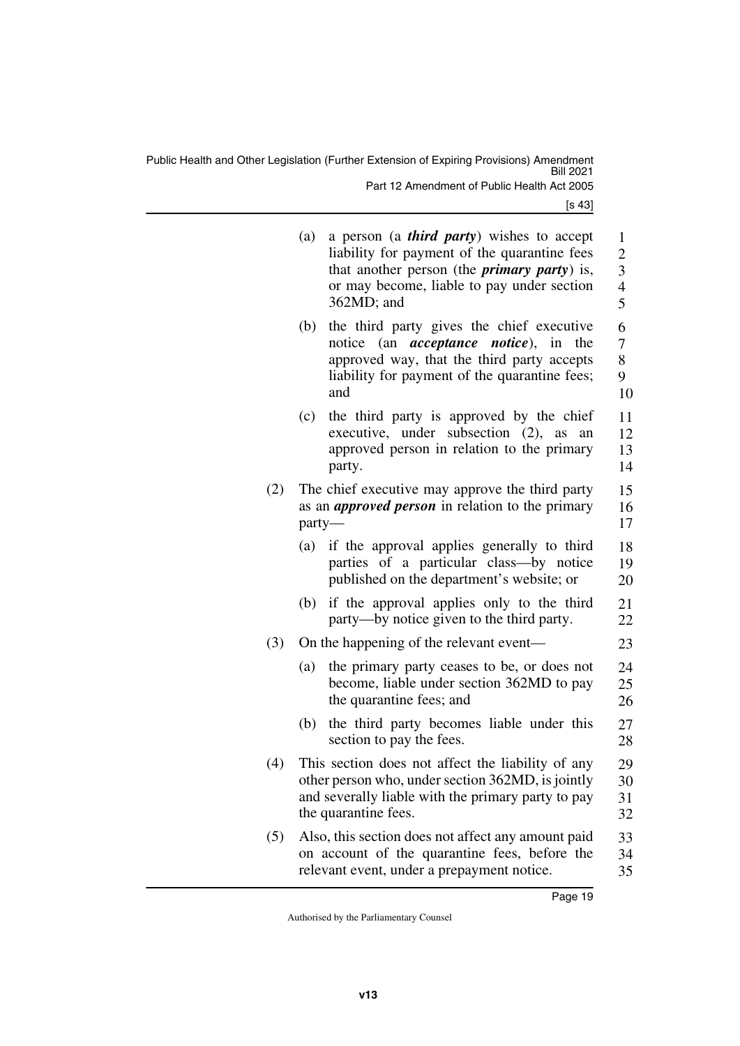(a) a person (a ***third party***) wishes to accept liability for payment of the quarantine fees that another person (the ***primary party***) is, or may become, liable to pay under section 362MD; and

(b) the third party gives the chief executive notice (an ***acceptance notice***), in the approved way, that the third party accepts liability for payment of the quarantine fees; and

(c) the third party is approved by the chief executive, under subsection (2), as an approved person in relation to the primary party.

(2) The chief executive may approve the third party as an ***approved person*** in relation to the primary party—

(a) if the approval applies generally to third parties of a particular class—by notice published on the department's website; or

(b) if the approval applies only to the third party—by notice given to the third party.

(3) On the happening of the relevant event—

(a) the primary party ceases to be, or does not become, liable under section 362MD to pay the quarantine fees; and

(b) the third party becomes liable under this section to pay the fees.

(4) This section does not affect the liability of any other person who, under section 362MD, is jointly and severally liable with the primary party to pay the quarantine fees.

(5) Also, this section does not affect any amount paid on account of the quarantine fees, before the relevant event, under a prepayment notice.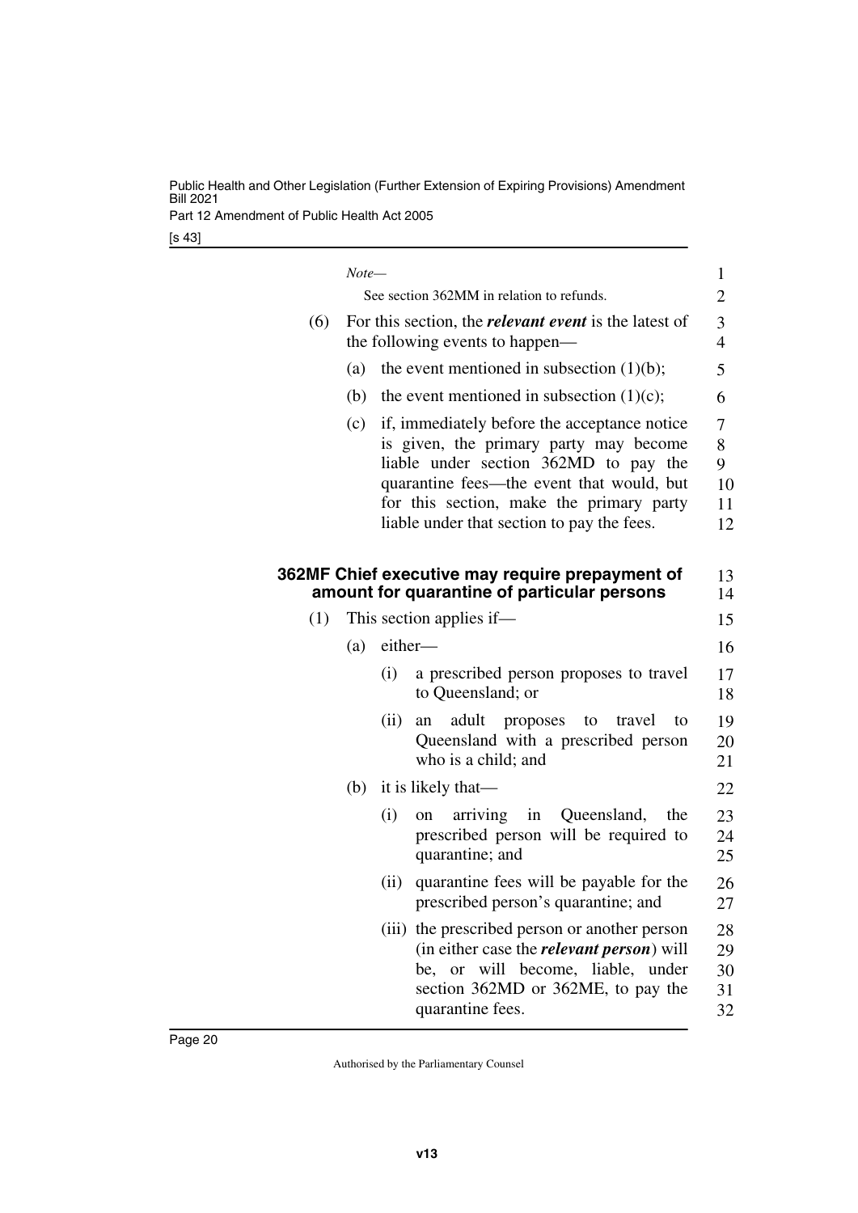*Note—*

See section 362MM in relation to refunds.

(6) For this section, the ***relevant event*** is the latest of the following events to happen—

(a) the event mentioned in subsection (1)(b);

(b) the event mentioned in subsection (1)(c);

(c) if, immediately before the acceptance notice is given, the primary party may become liable under section 362MD to pay the quarantine fees—the event that would, but for this section, make the primary party liable under that section to pay the fees.

### 362MF Chief executive may require prepayment of amount for quarantine of particular persons

(1) This section applies if—

(a) either—

(i) a prescribed person proposes to travel to Queensland; or

(ii) an adult proposes to travel to Queensland with a prescribed person who is a child; and

(b) it is likely that—

(i) on arriving in Queensland, the prescribed person will be required to quarantine; and

(ii) quarantine fees will be payable for the prescribed person's quarantine; and

(iii) the prescribed person or another person (in either case the ***relevant person***) will be, or will become, liable, under section 362MD or 362ME, to pay the quarantine fees.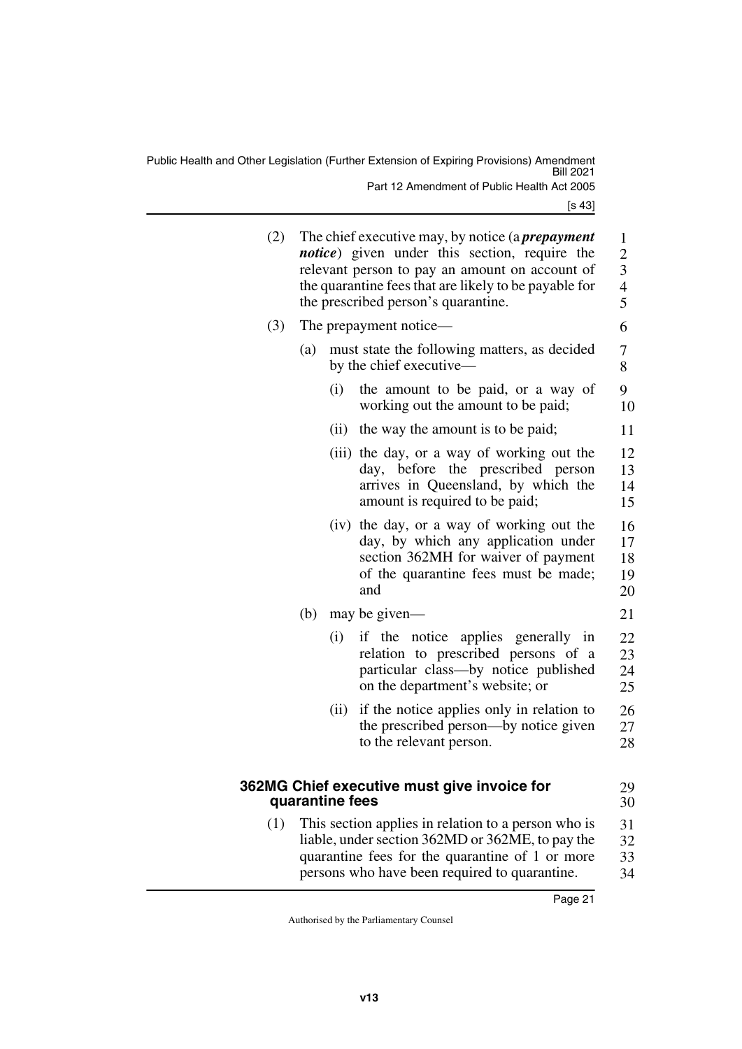(2) The chief executive may, by notice (a ***prepayment notice***) given under this section, require the relevant person to pay an amount on account of the quarantine fees that are likely to be payable for the prescribed person's quarantine.

(3) The prepayment notice—

(a) must state the following matters, as decided by the chief executive—

(i) the amount to be paid, or a way of working out the amount to be paid;

(ii) the way the amount is to be paid;

(iii) the day, or a way of working out the day, before the prescribed person arrives in Queensland, by which the amount is required to be paid;

(iv) the day, or a way of working out the day, by which any application under section 362MH for waiver of payment of the quarantine fees must be made; and

(b) may be given—

(i) if the notice applies generally in relation to prescribed persons of a particular class—by notice published on the department's website; or

(ii) if the notice applies only in relation to the prescribed person—by notice given to the relevant person.

### 362MG Chief executive must give invoice for quarantine fees

(1) This section applies in relation to a person who is liable, under section 362MD or 362ME, to pay the quarantine fees for the quarantine of 1 or more persons who have been required to quarantine.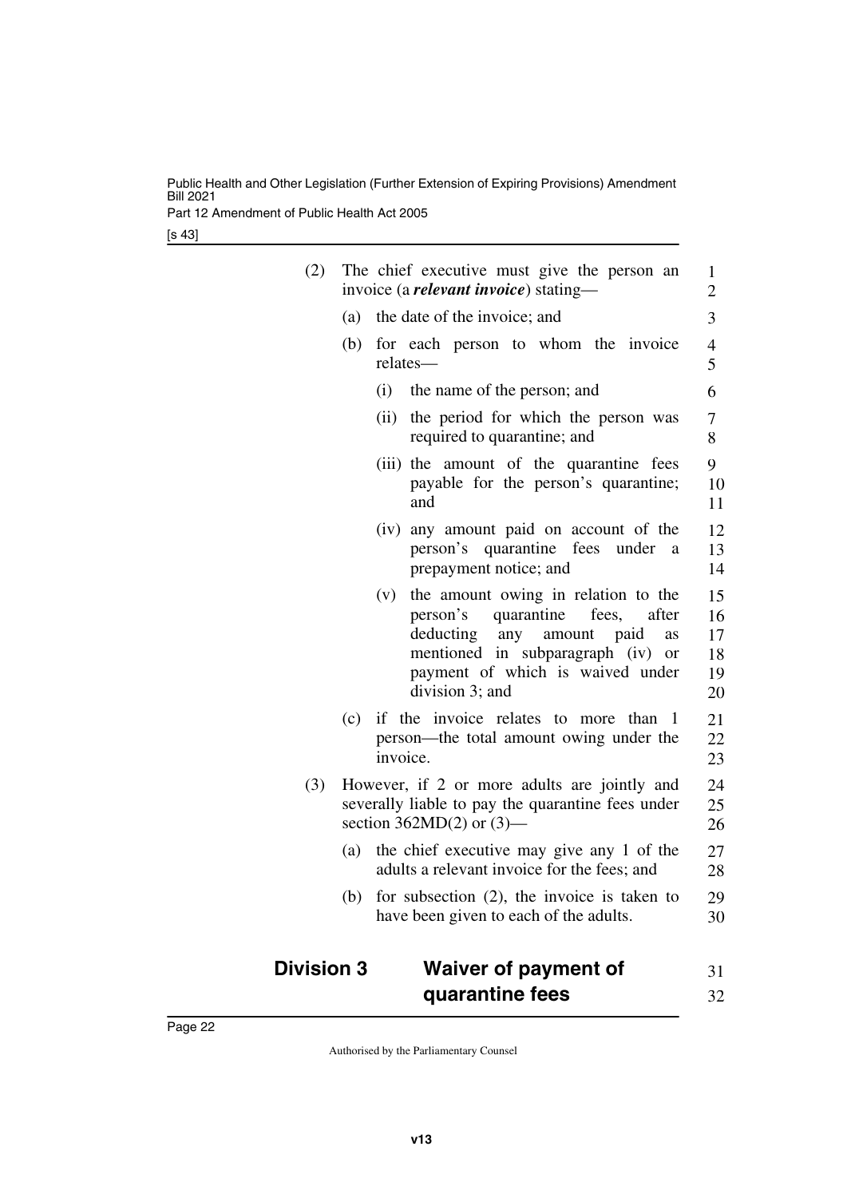(2) The chief executive must give the person an invoice (a ***relevant invoice***) stating—

(a) the date of the invoice; and

(b) for each person to whom the invoice relates—

(i) the name of the person; and

(ii) the period for which the person was required to quarantine; and

(iii) the amount of the quarantine fees payable for the person's quarantine; and

(iv) any amount paid on account of the person's quarantine fees under a prepayment notice; and

(v) the amount owing in relation to the person's quarantine fees, after deducting any amount paid as mentioned in subparagraph (iv) or payment of which is waived under division 3; and

(c) if the invoice relates to more than 1 person—the total amount owing under the invoice.

(3) However, if 2 or more adults are jointly and severally liable to pay the quarantine fees under section 362MD(2) or (3)—

(a) the chief executive may give any 1 of the adults a relevant invoice for the fees; and

(b) for subsection (2), the invoice is taken to have been given to each of the adults.

## Division 3 Waiver of payment of quarantine fees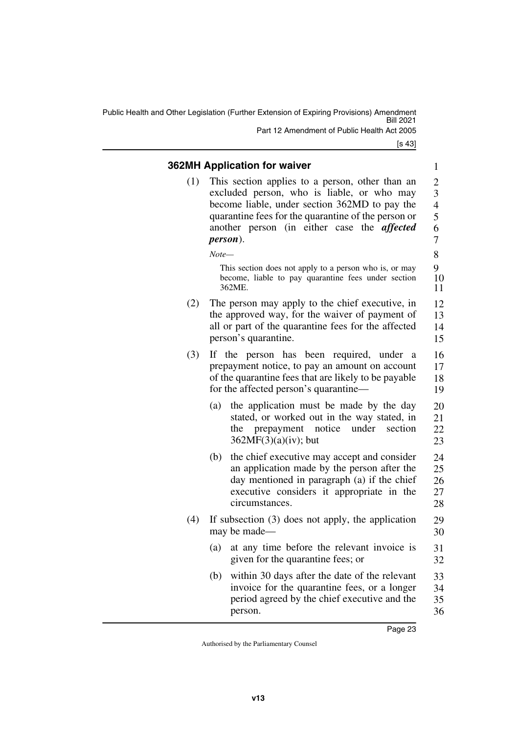### 362MH Application for waiver

(1) This section applies to a person, other than an excluded person, who is liable, or who may become liable, under section 362MD to pay the quarantine fees for the quarantine of the person or another person (in either case the ***affected person***).

*Note—*

This section does not apply to a person who is, or may become, liable to pay quarantine fees under section 362ME.

(2) The person may apply to the chief executive, in the approved way, for the waiver of payment of all or part of the quarantine fees for the affected person's quarantine.

(3) If the person has been required, under a prepayment notice, to pay an amount on account of the quarantine fees that are likely to be payable for the affected person's quarantine—

(a) the application must be made by the day stated, or worked out in the way stated, in the prepayment notice under section 362MF(3)(a)(iv); but

(b) the chief executive may accept and consider an application made by the person after the day mentioned in paragraph (a) if the chief executive considers it appropriate in the circumstances.

(4) If subsection (3) does not apply, the application may be made—

(a) at any time before the relevant invoice is given for the quarantine fees; or

(b) within 30 days after the date of the relevant invoice for the quarantine fees, or a longer period agreed by the chief executive and the person.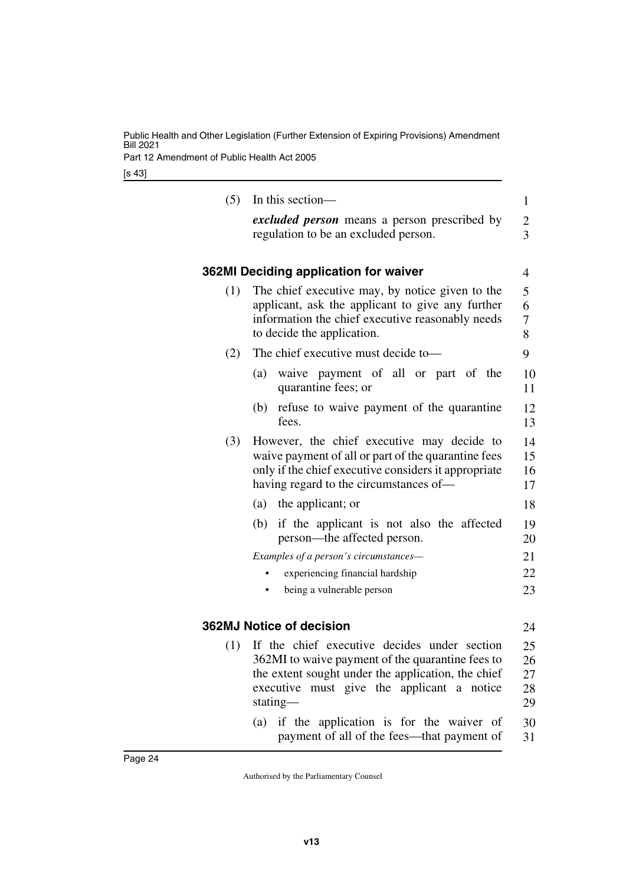(5) In this section—

***excluded person*** means a person prescribed by regulation to be an excluded person.

### 362MI Deciding application for waiver

(1) The chief executive may, by notice given to the applicant, ask the applicant to give any further information the chief executive reasonably needs to decide the application.

(2) The chief executive must decide to—

(a) waive payment of all or part of the quarantine fees; or

(b) refuse to waive payment of the quarantine fees.

(3) However, the chief executive may decide to waive payment of all or part of the quarantine fees only if the chief executive considers it appropriate having regard to the circumstances of—

(a) the applicant; or

(b) if the applicant is not also the affected person—the affected person.

*Examples of a person's circumstances—*

- experiencing financial hardship
- being a vulnerable person

### 362MJ Notice of decision

(1) If the chief executive decides under section 362MI to waive payment of the quarantine fees to the extent sought under the application, the chief executive must give the applicant a notice stating—

(a) if the application is for the waiver of payment of all of the fees—that payment of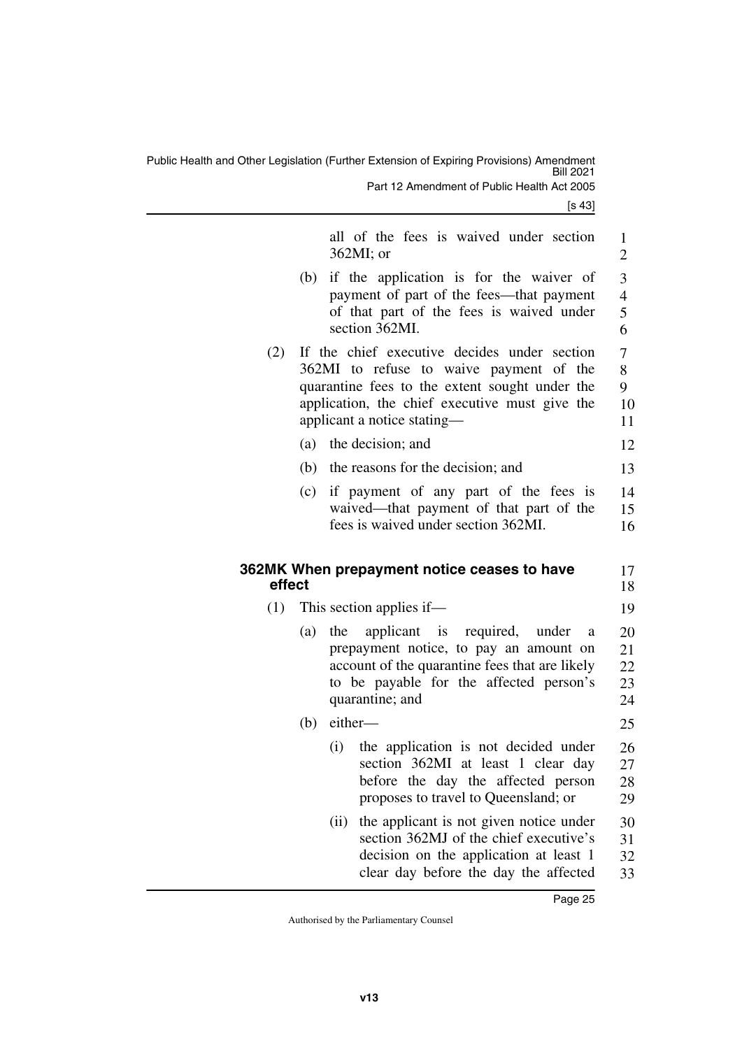all of the fees is waived under section 362MI; or

(b) if the application is for the waiver of payment of part of the fees—that payment of that part of the fees is waived under section 362MI.

(2) If the chief executive decides under section 362MI to refuse to waive payment of the quarantine fees to the extent sought under the application, the chief executive must give the applicant a notice stating—

(a) the decision; and

(b) the reasons for the decision; and

(c) if payment of any part of the fees is waived—that payment of that part of the fees is waived under section 362MI.

### 362MK When prepayment notice ceases to have effect

(1) This section applies if—

(a) the applicant is required, under a prepayment notice, to pay an amount on account of the quarantine fees that are likely to be payable for the affected person's quarantine; and

(b) either—

(i) the application is not decided under section 362MI at least 1 clear day before the day the affected person proposes to travel to Queensland; or

(ii) the applicant is not given notice under section 362MJ of the chief executive's decision on the application at least 1 clear day before the day the affected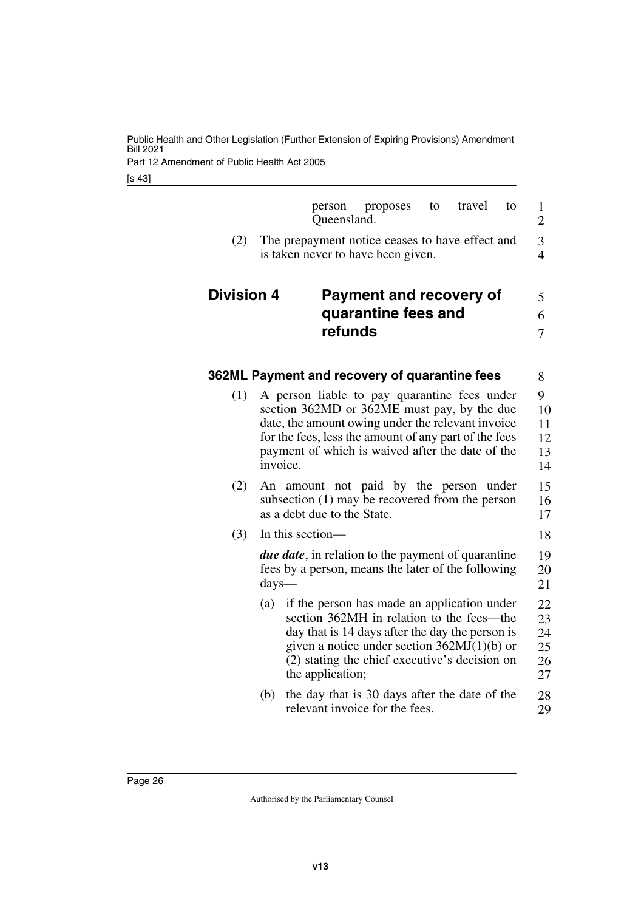person proposes to travel to Queensland.

(2) The prepayment notice ceases to have effect and is taken never to have been given.

## Division 4 Payment and recovery of quarantine fees and refunds

### 362ML Payment and recovery of quarantine fees

(1) A person liable to pay quarantine fees under section 362MD or 362ME must pay, by the due date, the amount owing under the relevant invoice for the fees, less the amount of any part of the fees payment of which is waived after the date of the invoice.

(2) An amount not paid by the person under subsection (1) may be recovered from the person as a debt due to the State.

(3) In this section—

***due date***, in relation to the payment of quarantine fees by a person, means the later of the following days—

(a) if the person has made an application under section 362MH in relation to the fees—the day that is 14 days after the day the person is given a notice under section 362MJ(1)(b) or (2) stating the chief executive's decision on the application;

(b) the day that is 30 days after the date of the relevant invoice for the fees.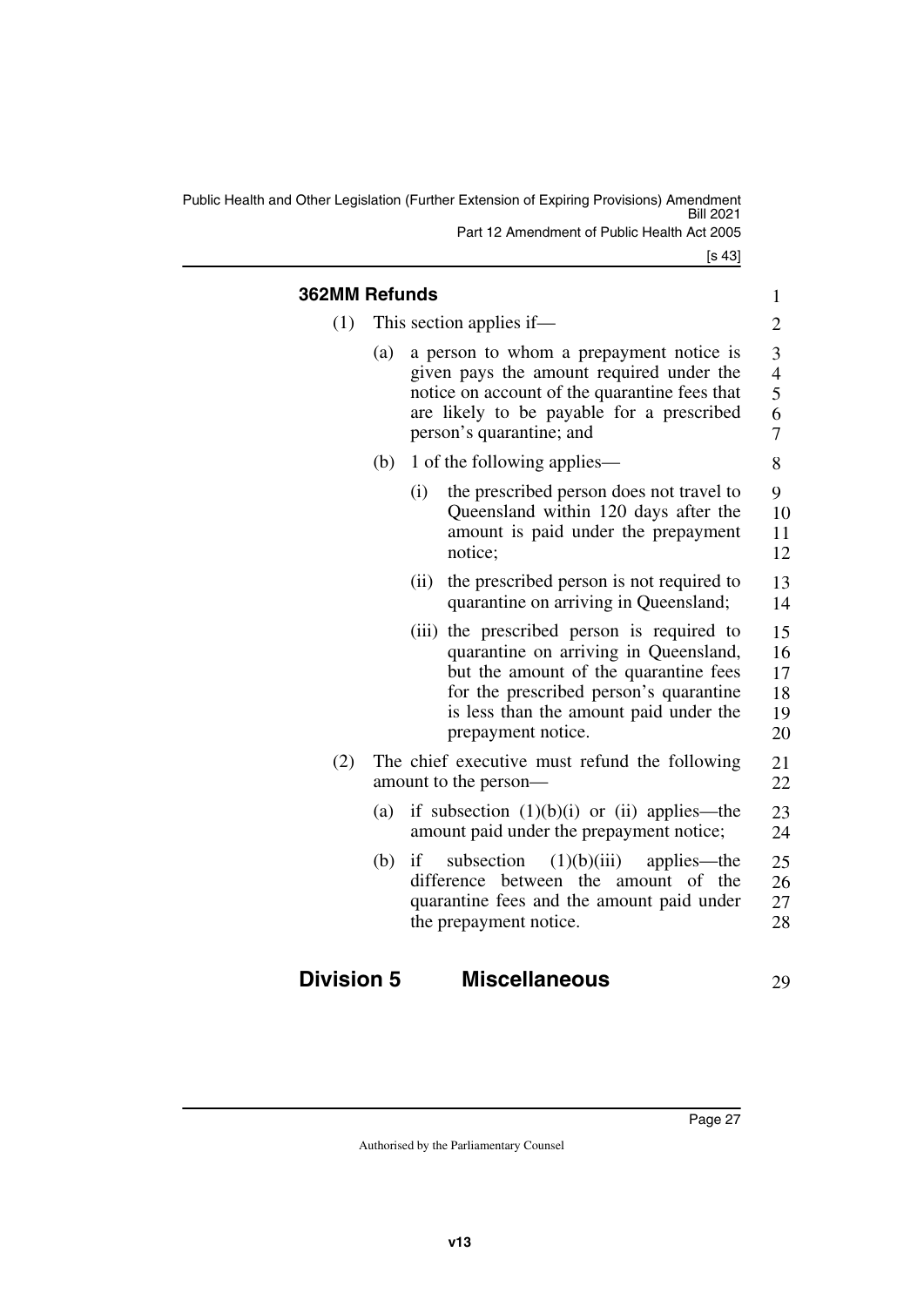### 362MM Refunds

(1) This section applies if—

(a) a person to whom a prepayment notice is given pays the amount required under the notice on account of the quarantine fees that are likely to be payable for a prescribed person's quarantine; and

(b) 1 of the following applies—

(i) the prescribed person does not travel to Queensland within 120 days after the amount is paid under the prepayment notice;

(ii) the prescribed person is not required to quarantine on arriving in Queensland;

(iii) the prescribed person is required to quarantine on arriving in Queensland, but the amount of the quarantine fees for the prescribed person's quarantine is less than the amount paid under the prepayment notice.

(2) The chief executive must refund the following amount to the person—

(a) if subsection (1)(b)(i) or (ii) applies—the amount paid under the prepayment notice;

(b) if subsection (1)(b)(iii) applies—the difference between the amount of the quarantine fees and the amount paid under the prepayment notice.

## Division 5 Miscellaneous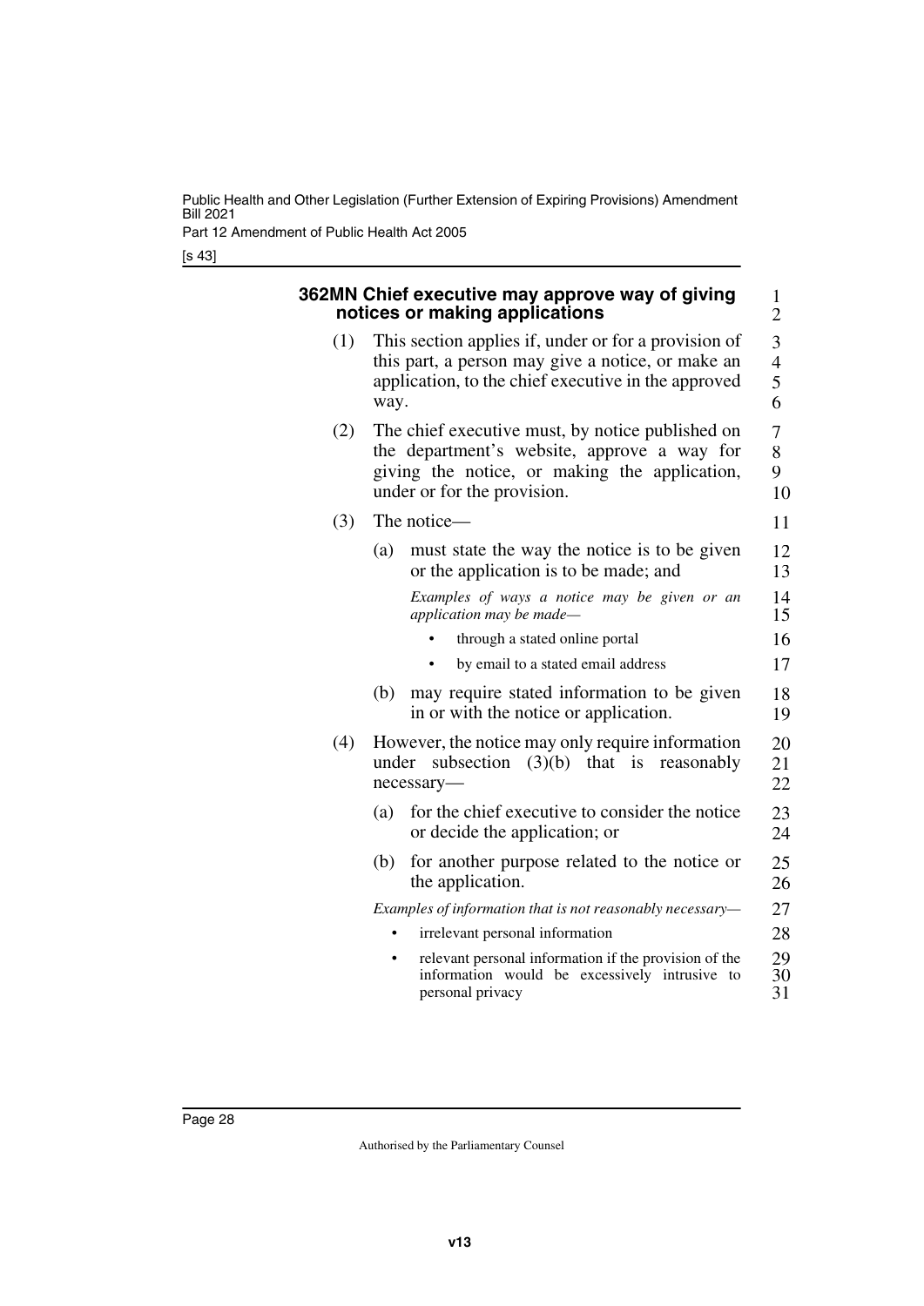### 362MN Chief executive may approve way of giving notices or making applications

(1) This section applies if, under or for a provision of this part, a person may give a notice, or make an application, to the chief executive in the approved way.

(2) The chief executive must, by notice published on the department's website, approve a way for giving the notice, or making the application, under or for the provision.

(3) The notice—

(a) must state the way the notice is to be given or the application is to be made; and

*Examples of ways a notice may be given or an application may be made—*

- through a stated online portal
- by email to a stated email address

(b) may require stated information to be given in or with the notice or application.

(4) However, the notice may only require information under subsection (3)(b) that is reasonably necessary—

(a) for the chief executive to consider the notice or decide the application; or

(b) for another purpose related to the notice or the application.

*Examples of information that is not reasonably necessary—*

- irrelevant personal information
- relevant personal information if the provision of the information would be excessively intrusive to personal privacy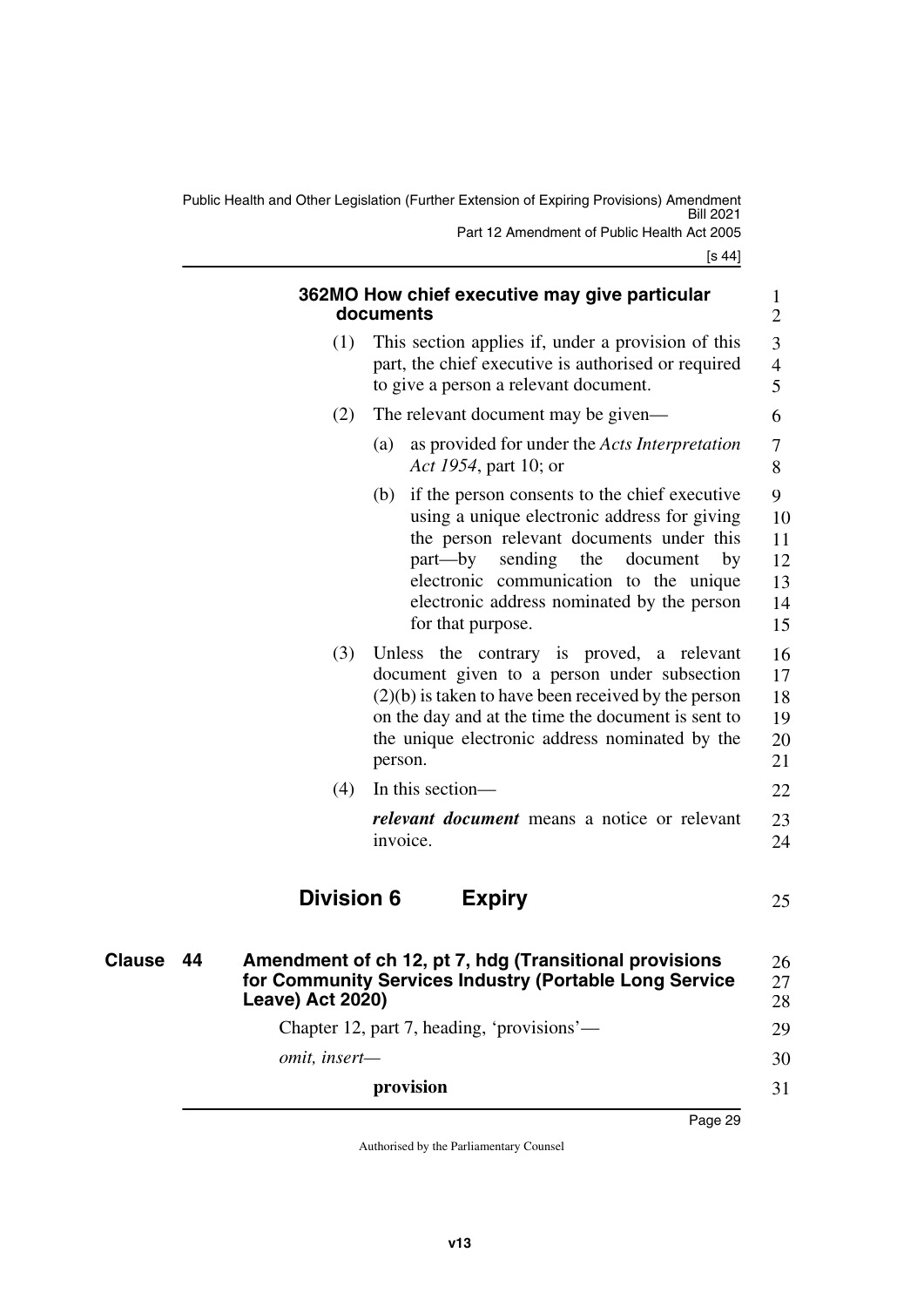#### 362MO How chief executive may give particular documents

(1) This section applies if, under a provision of this part, the chief executive is authorised or required to give a person a relevant document.

(2) The relevant document may be given—

(a) as provided for under the *Acts Interpretation Act 1954*, part 10; or

(b) if the person consents to the chief executive using a unique electronic address for giving the person relevant documents under this part—by sending the document by electronic communication to the unique electronic address nominated by the person for that purpose.

(3) Unless the contrary is proved, a relevant document given to a person under subsection (2)(b) is taken to have been received by the person on the day and at the time the document is sent to the unique electronic address nominated by the person.

(4) In this section—

***relevant document*** means a notice or relevant invoice.

## Division 6 Expiry

### Clause 44 Amendment of ch 12, pt 7, hdg (Transitional provisions for Community Services Industry (Portable Long Service Leave) Act 2020)

Chapter 12, part 7, heading, 'provisions'—

*omit, insert—*

**provision**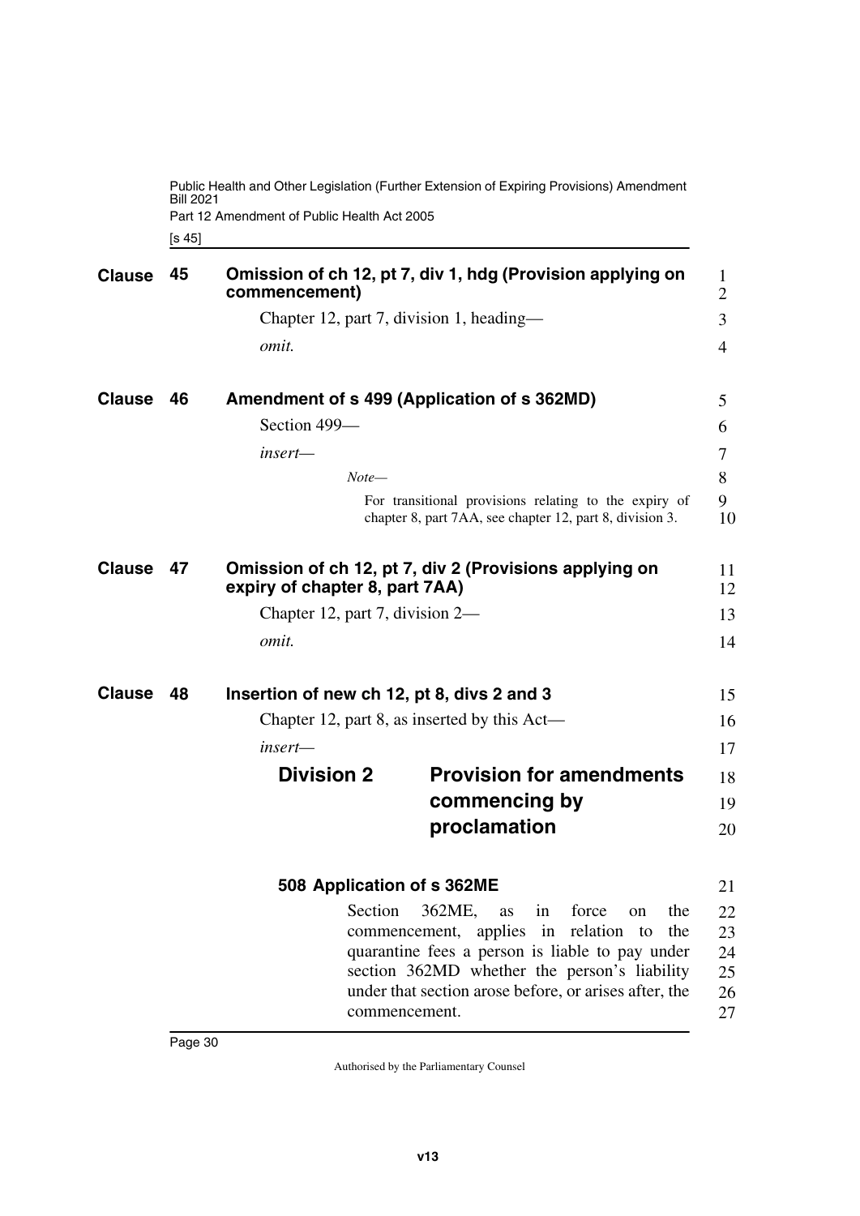**Clause 45 Omission of ch 12, pt 7, div 1, hdg (Provision applying on commencement)**

Chapter 12, part 7, division 1, heading—

*omit.*

**Clause 46 Amendment of s 499 (Application of s 362MD)**

Section 499—

*insert—*

> *Note—*
>
> For transitional provisions relating to the expiry of chapter 8, part 7AA, see chapter 12, part 8, division 3.

**Clause 47 Omission of ch 12, pt 7, div 2 (Provisions applying on expiry of chapter 8, part 7AA)**

Chapter 12, part 7, division 2—

*omit.*

**Clause 48 Insertion of new ch 12, pt 8, divs 2 and 3**

Chapter 12, part 8, as inserted by this Act—

*insert—*

## Division 2 Provision for amendments commencing by proclamation

### 508 Application of s 362ME

Section 362ME, as in force on the commencement, applies in relation to the quarantine fees a person is liable to pay under section 362MD whether the person's liability under that section arose before, or arises after, the commencement.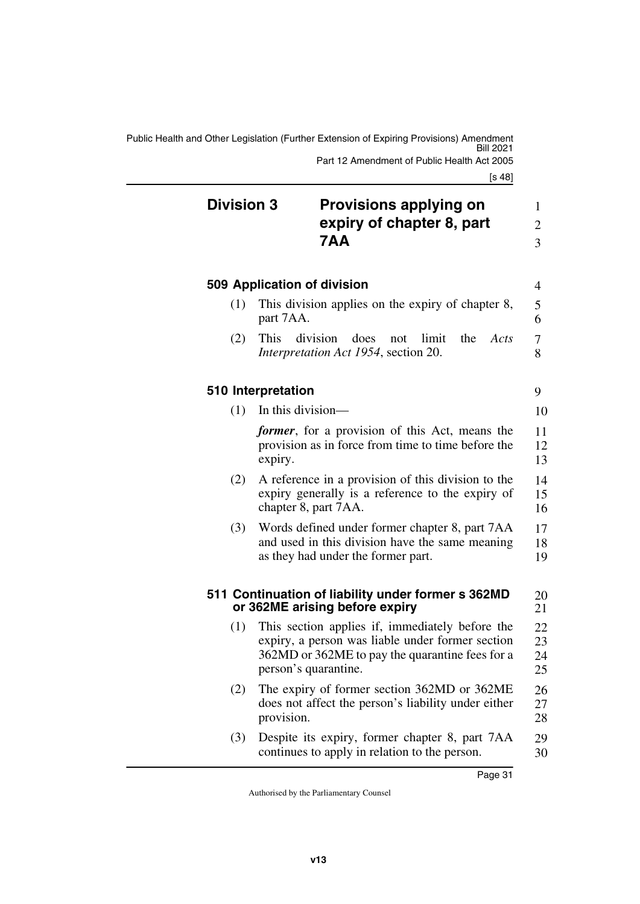## Division 3 Provisions applying on expiry of chapter 8, part 7AA

### 509 Application of division

(1) This division applies on the expiry of chapter 8, part 7AA.

(2) This division does not limit the *Acts Interpretation Act 1954*, section 20.

### 510 Interpretation

(1) In this division—

***former***, for a provision of this Act, means the provision as in force from time to time before the expiry.

(2) A reference in a provision of this division to the expiry generally is a reference to the expiry of chapter 8, part 7AA.

(3) Words defined under former chapter 8, part 7AA and used in this division have the same meaning as they had under the former part.

### 511 Continuation of liability under former s 362MD or 362ME arising before expiry

(1) This section applies if, immediately before the expiry, a person was liable under former section 362MD or 362ME to pay the quarantine fees for a person's quarantine.

(2) The expiry of former section 362MD or 362ME does not affect the person's liability under either provision.

(3) Despite its expiry, former chapter 8, part 7AA continues to apply in relation to the person.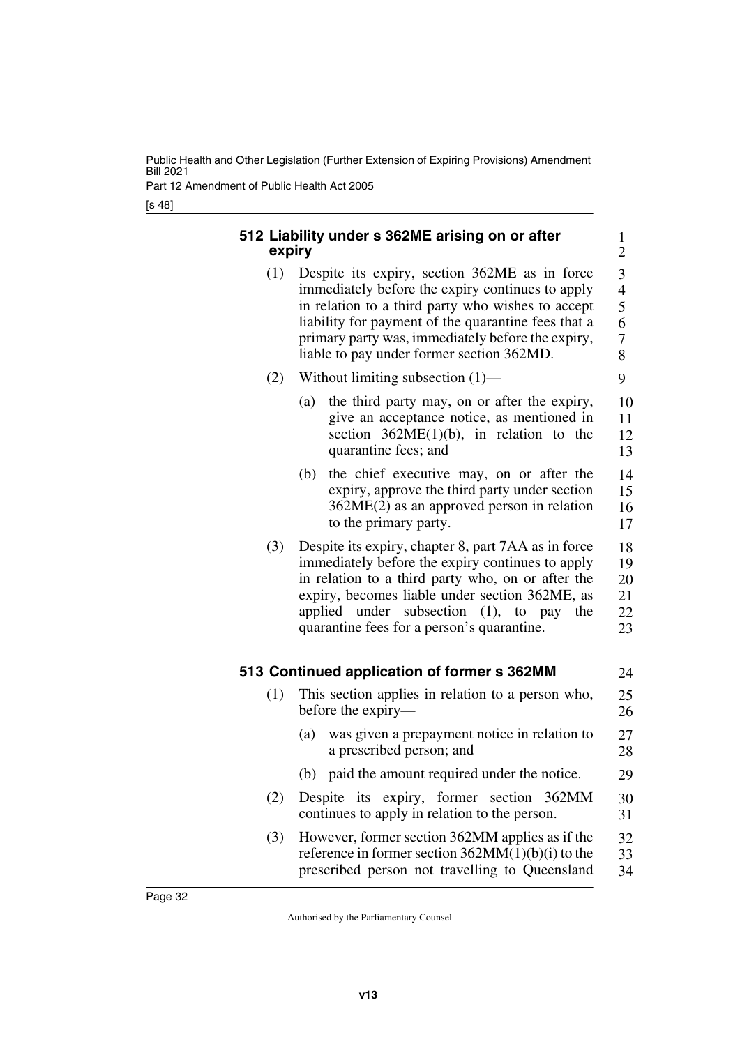### 512 Liability under s 362ME arising on or after expiry

(1) Despite its expiry, section 362ME as in force immediately before the expiry continues to apply in relation to a third party who wishes to accept liability for payment of the quarantine fees that a primary party was, immediately before the expiry, liable to pay under former section 362MD.

(2) Without limiting subsection (1)—

(a) the third party may, on or after the expiry, give an acceptance notice, as mentioned in section 362ME(1)(b), in relation to the quarantine fees; and

(b) the chief executive may, on or after the expiry, approve the third party under section 362ME(2) as an approved person in relation to the primary party.

(3) Despite its expiry, chapter 8, part 7AA as in force immediately before the expiry continues to apply in relation to a third party who, on or after the expiry, becomes liable under section 362ME, as applied under subsection (1), to pay the quarantine fees for a person's quarantine.

### 513 Continued application of former s 362MM

(1) This section applies in relation to a person who, before the expiry—

(a) was given a prepayment notice in relation to a prescribed person; and

(b) paid the amount required under the notice.

(2) Despite its expiry, former section 362MM continues to apply in relation to the person.

(3) However, former section 362MM applies as if the reference in former section 362MM(1)(b)(i) to the prescribed person not travelling to Queensland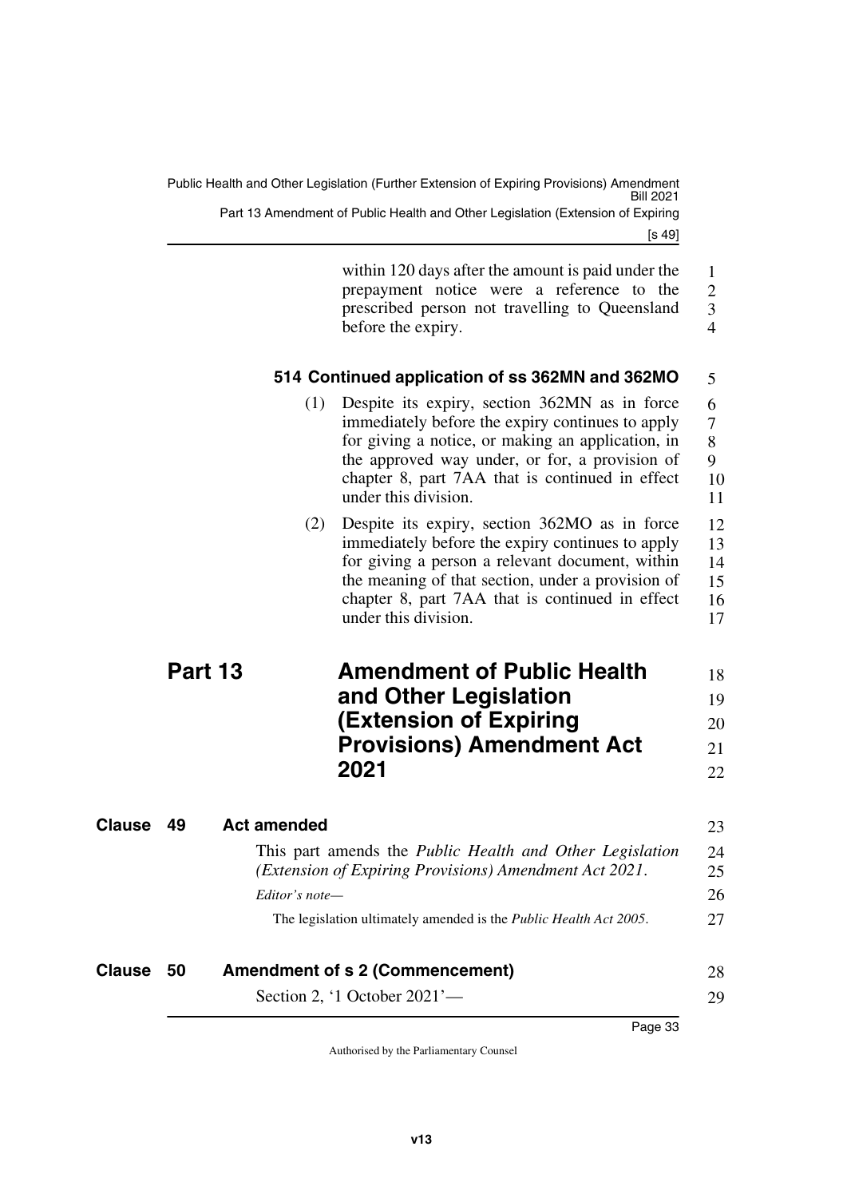within 120 days after the amount is paid under the prepayment notice were a reference to the prescribed person not travelling to Queensland before the expiry.

**514 Continued application of ss 362MN and 362MO**

(1) Despite its expiry, section 362MN as in force immediately before the expiry continues to apply for giving a notice, or making an application, in the approved way under, or for, a provision of chapter 8, part 7AA that is continued in effect under this division.

(2) Despite its expiry, section 362MO as in force immediately before the expiry continues to apply for giving a person a relevant document, within the meaning of that section, under a provision of chapter 8, part 7AA that is continued in effect under this division.

# Part 13 Amendment of Public Health and Other Legislation (Extension of Expiring Provisions) Amendment Act 2021

## Clause 49 Act amended

This part amends the *Public Health and Other Legislation (Extension of Expiring Provisions) Amendment Act 2021*.

*Editor's note—*

The legislation ultimately amended is the *Public Health Act 2005*.

## Clause 50 Amendment of s 2 (Commencement)

Section 2, '1 October 2021'—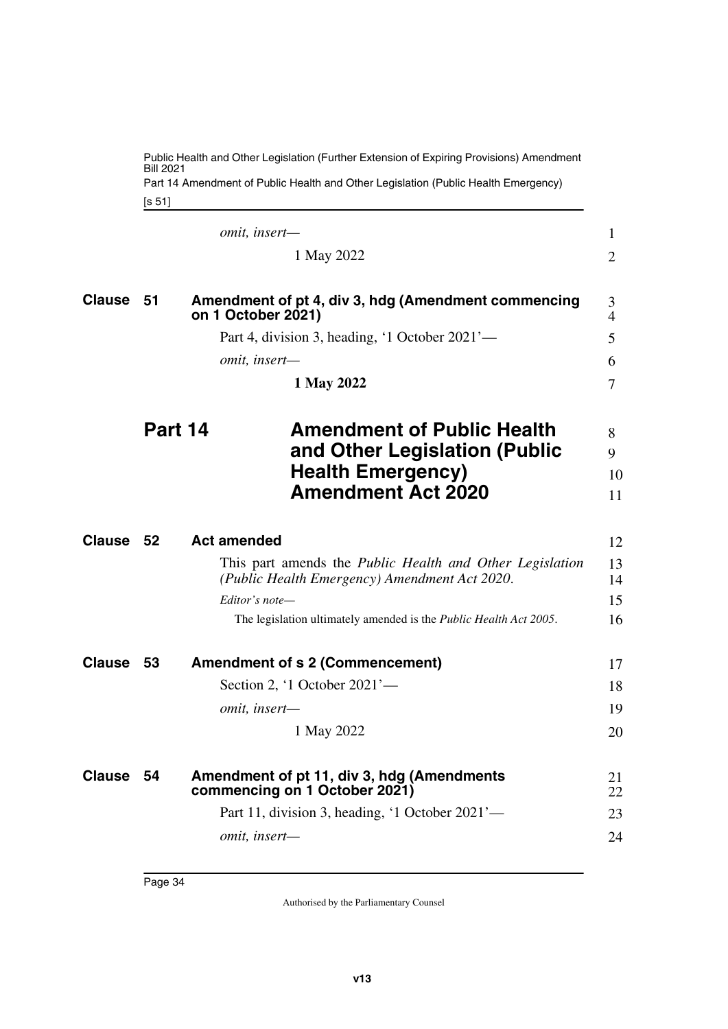*omit, insert—*

1 May 2022

**Clause 51 Amendment of pt 4, div 3, hdg (Amendment commencing on 1 October 2021)**

Part 4, division 3, heading, '1 October 2021'—

*omit, insert—*

**1 May 2022**

# Part 14 Amendment of Public Health and Other Legislation (Public Health Emergency) Amendment Act 2020

**Clause 52 Act amended**

This part amends the *Public Health and Other Legislation (Public Health Emergency) Amendment Act 2020*.

*Editor's note—*

The legislation ultimately amended is the *Public Health Act 2005*.

**Clause 53 Amendment of s 2 (Commencement)**

Section 2, '1 October 2021'—

*omit, insert—*

1 May 2022

**Clause 54 Amendment of pt 11, div 3, hdg (Amendments commencing on 1 October 2021)**

Part 11, division 3, heading, '1 October 2021'—

*omit, insert—*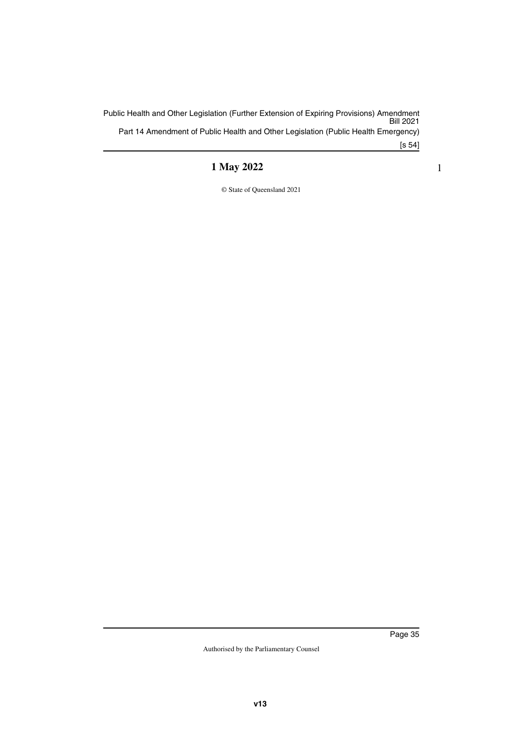**1 May 2022**

© State of Queensland 2021